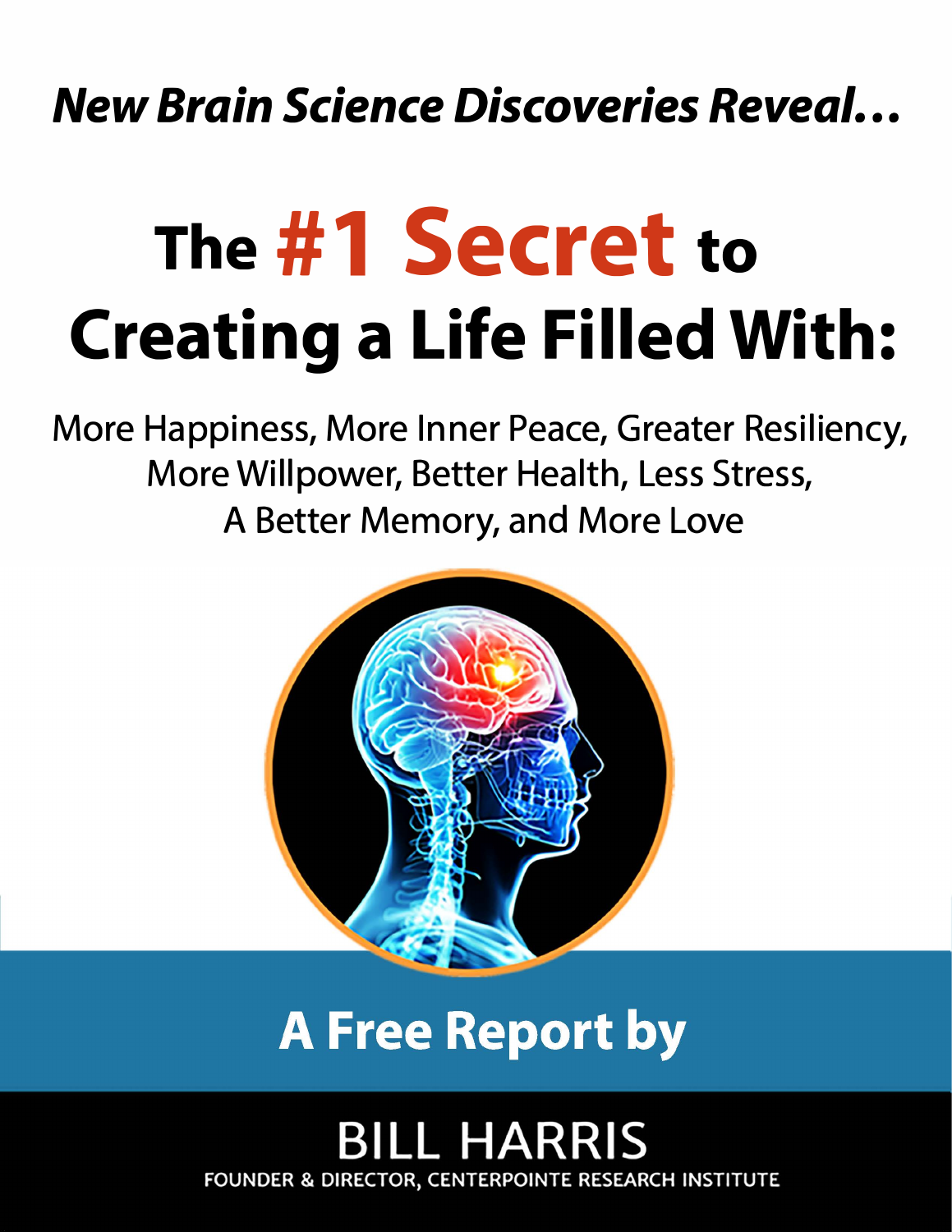*New Brain Science Discoveries Reveal…*

# The #1 Secret to Creating a Life Filled With:

More Happiness, More Inner Peace, Greater Resiliency, More Willpower, Better Health, Less Stress, A Better Memory, and More Love

## A Free Report by

BILL HARRIS

FOUNDER & DIRECTOR, CENTERPOINTE RESEARCH INSTITUTE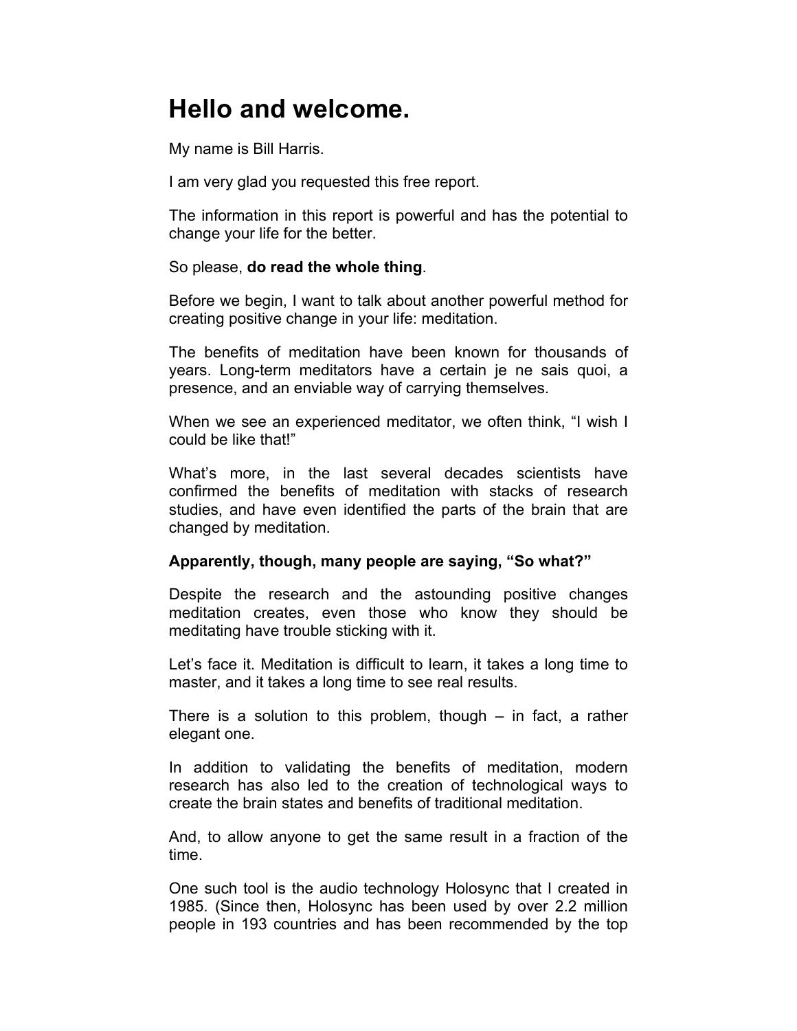# Hello and welcome.

My name is Bill Harris.

I am very glad you requested this free report.

The information in this report is powerful and has the potential to change your life for the better.

So please, **do read the whole thing**.

Before we begin, I want to talk about another powerful method for creating positive change in your life: meditation.

The benefits of meditation have been known for thousands of years. Long-term meditators have a certain je ne sais quoi, a presence, and an enviable way of carrying themselves.

When we see an experienced meditator, we often think, "I wish I could be like that!"

What's more, in the last several decades scientists have confirmed the benefits of meditation with stacks of research studies, and have even identified the parts of the brain that are changed by meditation.

**Apparently, though, many people are saying, "So what?"**

Despite the research and the astounding positive changes meditation creates, even those who know they should be meditating have trouble sticking with it.

Let's face it. Meditation is difficult to learn, it takes a long time to master, and it takes a long time to see real results.

There is a solution to this problem, though – in fact, a rather elegant one.

In addition to validating the benefits of meditation, modern research has also led to the creation of technological ways to create the brain states and benefits of traditional meditation.

And, to allow anyone to get the same result in a fraction of the time.

One such tool is the audio technology Holosync that I created in 1985. (Since then, Holosync has been used by over 2.2 million people in 193 countries and has been recommended by the top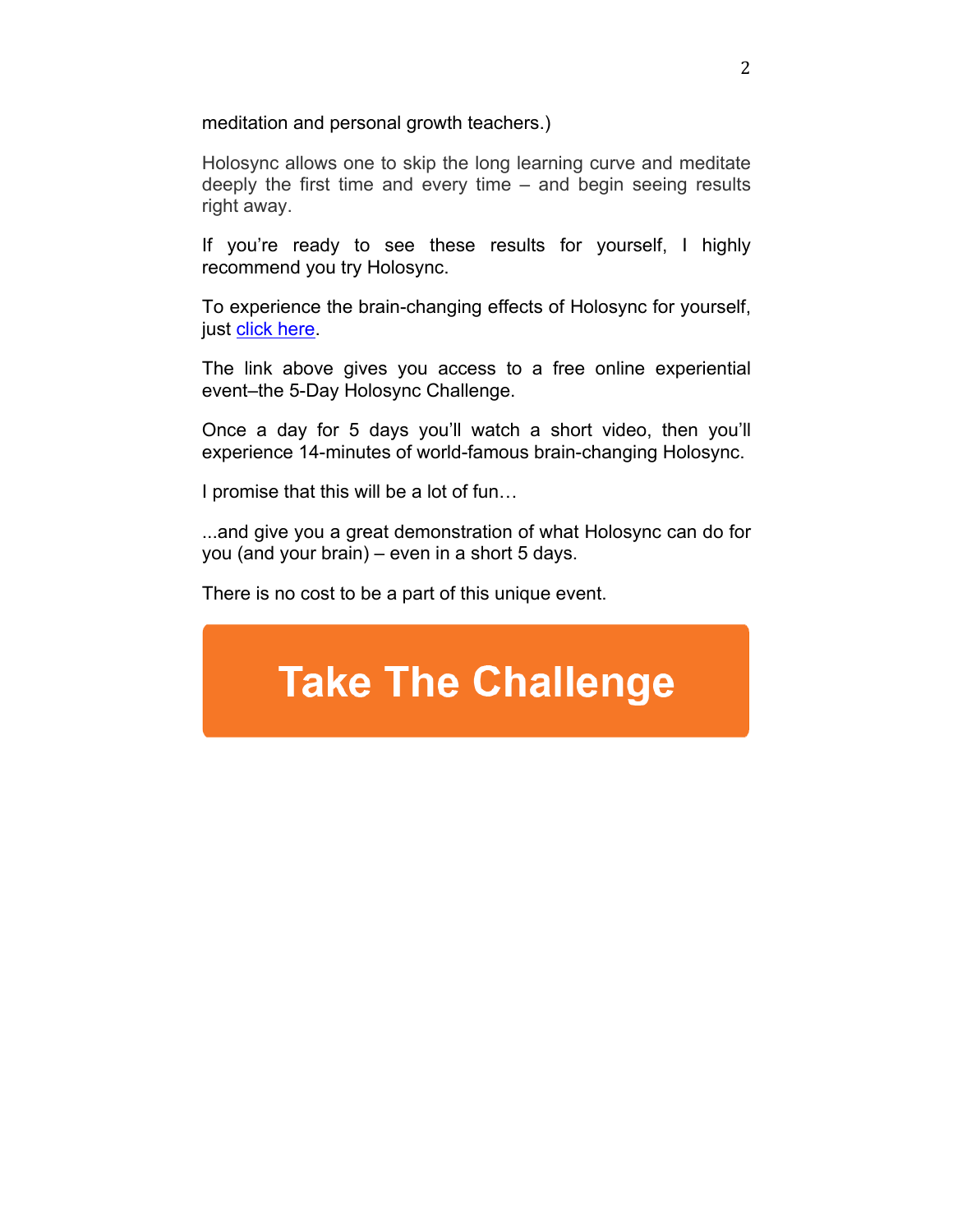meditation and personal growth teachers.)

Holosync allows one to skip the long learning curve and meditate deeply the first time and every time – and begin seeing results right away.

If you're ready to see these results for yourself, I highly recommend you try Holosync.

To experience the brain-changing effects of Holosync for yourself, just click here.

The link above gives you access to a free online experiential event–the 5-Day Holosync Challenge.

Once a day for 5 days you'll watch a short video, then you'll experience 14-minutes of world-famous brain-changing Holosync.

I promise that this will be a lot of fun…

...and give you a great demonstration of what Holosync can do for you (and your brain) – even in a short 5 days.

There is no cost to be a part of this unique event.

**Take The Challenge**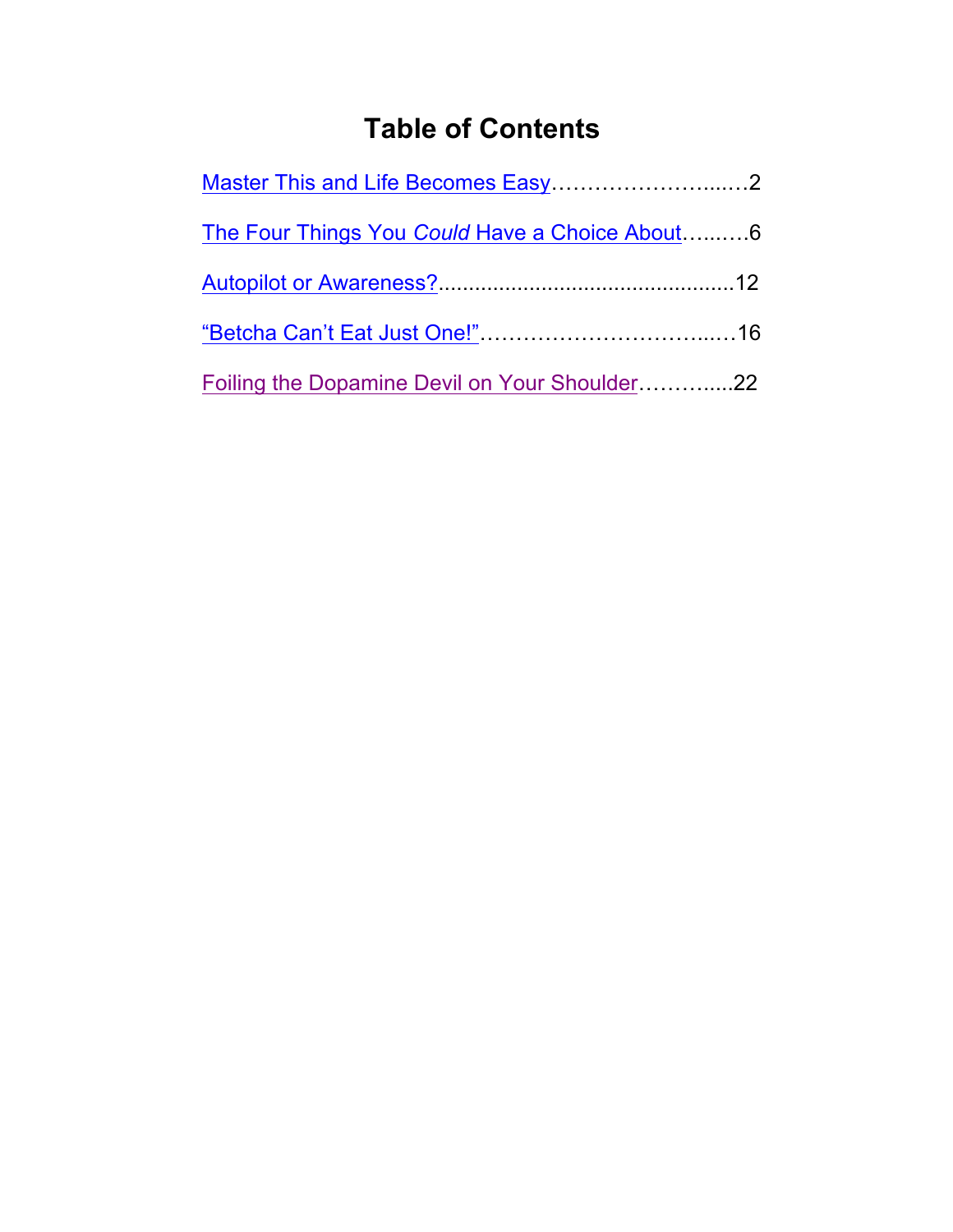# Table of Contents

Master This and Life Becomes Easy……………………....…2

The Four Things You *Could* Have a Choice About…...….6

Autopilot or Awareness?................................................12

“Betcha Can’t Eat Just One!”…………………………...…16

Foiling the Dopamine Devil on Your Shoulder……….....22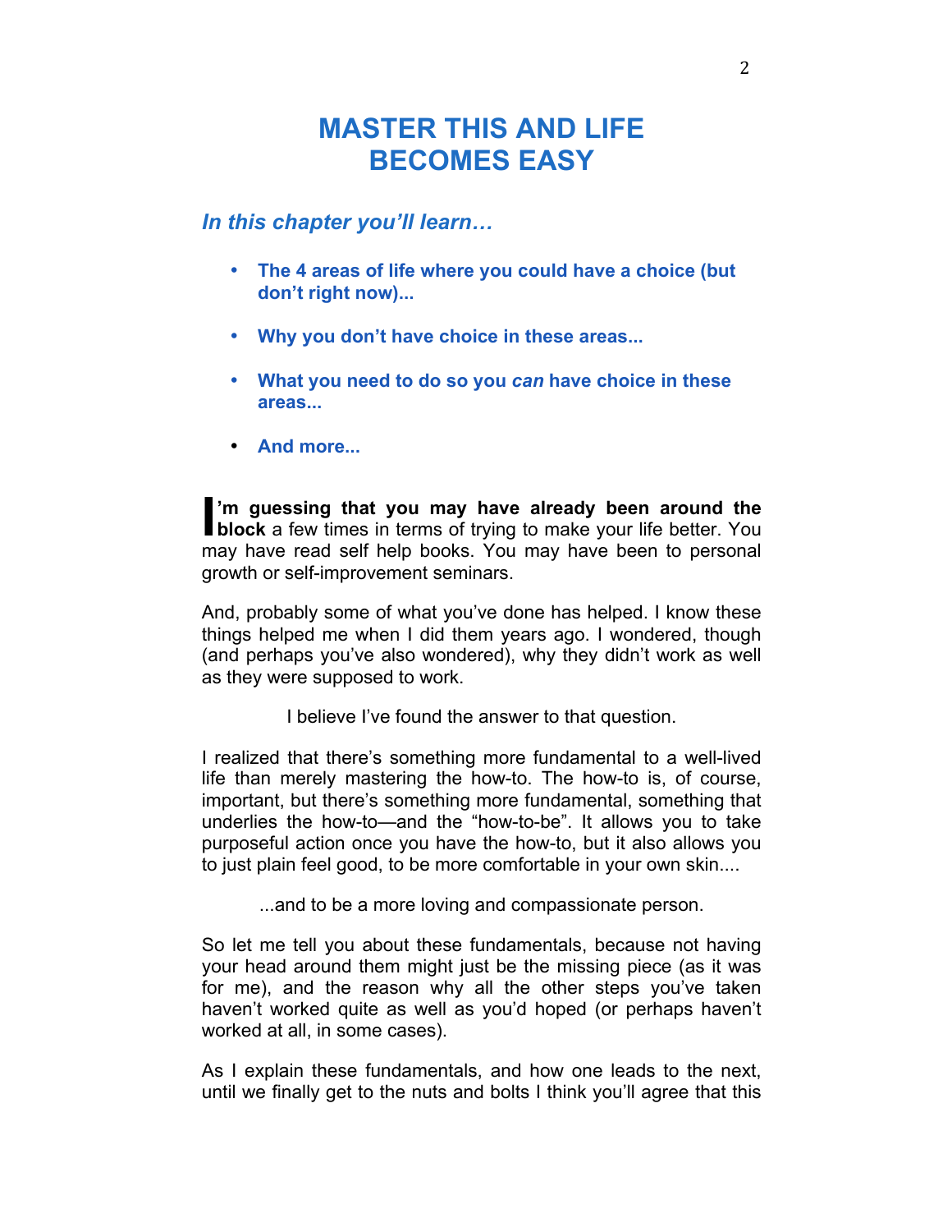# MASTER THIS AND LIFE BECOMES EASY

## *In this chapter you'll learn…*

- **The 4 areas of life where you could have a choice (but don't right now)...**
- **Why you don't have choice in these areas...**
- **What you need to do so you *can* have choice in these areas...**
- **And more...**

**I'm guessing that you may have already been around the block** a few times in terms of trying to make your life better. You may have read self help books. You may have been to personal growth or self-improvement seminars.

And, probably some of what you've done has helped. I know these things helped me when I did them years ago. I wondered, though (and perhaps you've also wondered), why they didn't work as well as they were supposed to work.

I believe I've found the answer to that question.

I realized that there's something more fundamental to a well-lived life than merely mastering the how-to. The how-to is, of course, important, but there's something more fundamental, something that underlies the how-to—and the "how-to-be". It allows you to take purposeful action once you have the how-to, but it also allows you to just plain feel good, to be more comfortable in your own skin....

...and to be a more loving and compassionate person.

So let me tell you about these fundamentals, because not having your head around them might just be the missing piece (as it was for me), and the reason why all the other steps you've taken haven't worked quite as well as you'd hoped (or perhaps haven't worked at all, in some cases).

As I explain these fundamentals, and how one leads to the next, until we finally get to the nuts and bolts I think you'll agree that this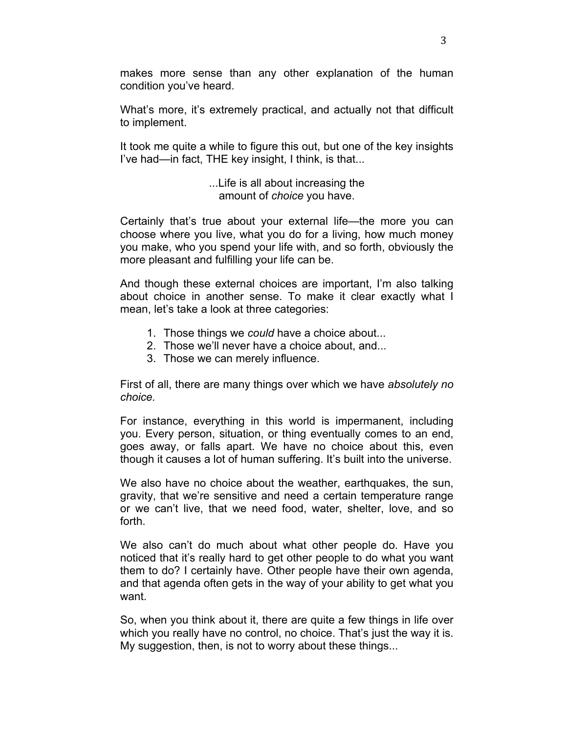makes more sense than any other explanation of the human condition you've heard.

What's more, it's extremely practical, and actually not that difficult to implement.

It took me quite a while to figure this out, but one of the key insights I've had—in fact, THE key insight, I think, is that...

...Life is all about increasing the amount of *choice* you have.

Certainly that's true about your external life—the more you can choose where you live, what you do for a living, how much money you make, who you spend your life with, and so forth, obviously the more pleasant and fulfilling your life can be.

And though these external choices are important, I'm also talking about choice in another sense. To make it clear exactly what I mean, let's take a look at three categories:

1. Those things we *could* have a choice about...
2. Those we'll never have a choice about, and...
3. Those we can merely influence.

First of all, there are many things over which we have *absolutely no choice.*

For instance, everything in this world is impermanent, including you. Every person, situation, or thing eventually comes to an end, goes away, or falls apart. We have no choice about this, even though it causes a lot of human suffering. It's built into the universe.

We also have no choice about the weather, earthquakes, the sun, gravity, that we're sensitive and need a certain temperature range or we can't live, that we need food, water, shelter, love, and so forth.

We also can't do much about what other people do. Have you noticed that it's really hard to get other people to do what you want them to do? I certainly have. Other people have their own agenda, and that agenda often gets in the way of your ability to get what you want.

So, when you think about it, there are quite a few things in life over which you really have no control, no choice. That's just the way it is. My suggestion, then, is not to worry about these things...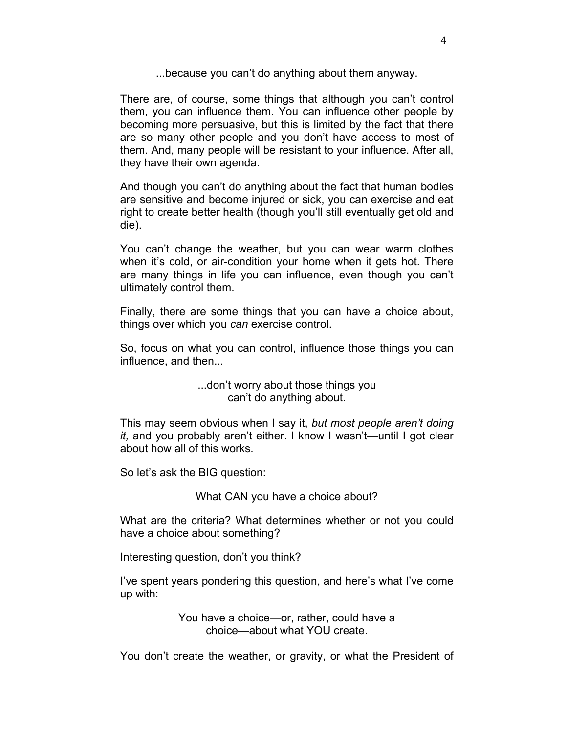...because you can't do anything about them anyway.

There are, of course, some things that although you can't control them, you can influence them. You can influence other people by becoming more persuasive, but this is limited by the fact that there are so many other people and you don't have access to most of them. And, many people will be resistant to your influence. After all, they have their own agenda.

And though you can't do anything about the fact that human bodies are sensitive and become injured or sick, you can exercise and eat right to create better health (though you'll still eventually get old and die).

You can't change the weather, but you can wear warm clothes when it's cold, or air-condition your home when it gets hot. There are many things in life you can influence, even though you can't ultimately control them.

Finally, there are some things that you can have a choice about, things over which you *can* exercise control.

So, focus on what you can control, influence those things you can influence, and then...

...don't worry about those things you can't do anything about.

This may seem obvious when I say it, *but most people aren't doing it,* and you probably aren't either. I know I wasn't—until I got clear about how all of this works.

So let's ask the BIG question:

What CAN you have a choice about?

What are the criteria? What determines whether or not you could have a choice about something?

Interesting question, don't you think?

I've spent years pondering this question, and here's what I've come up with:

You have a choice—or, rather, could have a choice—about what YOU create.

You don't create the weather, or gravity, or what the President of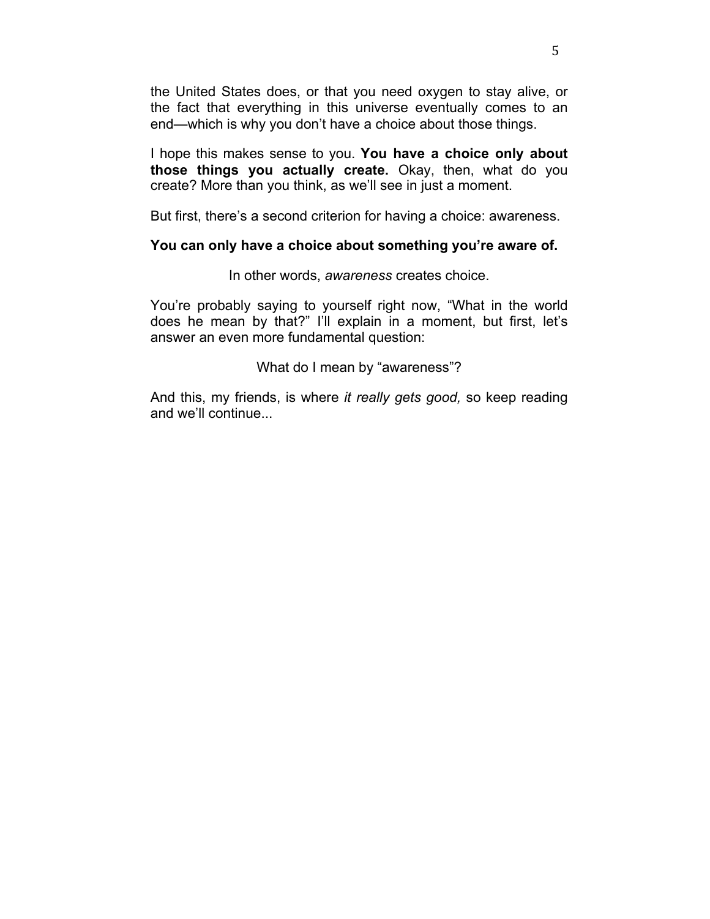the United States does, or that you need oxygen to stay alive, or the fact that everything in this universe eventually comes to an end—which is why you don't have a choice about those things.

I hope this makes sense to you. **You have a choice only about those things you actually create.** Okay, then, what do you create? More than you think, as we'll see in just a moment.

But first, there's a second criterion for having a choice: awareness.

**You can only have a choice about something you're aware of.**

In other words, *awareness* creates choice.

You're probably saying to yourself right now, "What in the world does he mean by that?" I'll explain in a moment, but first, let's answer an even more fundamental question:

What do I mean by "awareness"?

And this, my friends, is where *it really gets good,* so keep reading and we'll continue...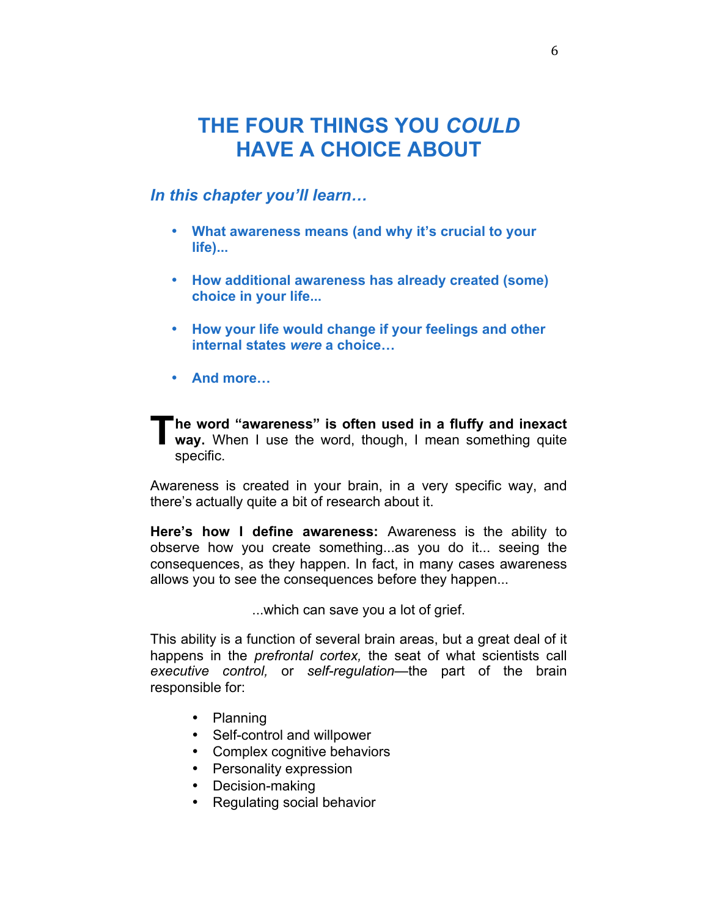# THE FOUR THINGS YOU *COULD* HAVE A CHOICE ABOUT

### *In this chapter you'll learn…*

- **What awareness means (and why it's crucial to your life)...**
- **How additional awareness has already created (some) choice in your life...**
- **How your life would change if your feelings and other internal states *were* a choice…**
- **And more…**

**The word "awareness" is often used in a fluffy and inexact way.** When I use the word, though, I mean something quite specific.

Awareness is created in your brain, in a very specific way, and there's actually quite a bit of research about it.

**Here's how I define awareness:** Awareness is the ability to observe how you create something...as you do it... seeing the consequences, as they happen. In fact, in many cases awareness allows you to see the consequences before they happen...

...which can save you a lot of grief.

This ability is a function of several brain areas, but a great deal of it happens in the *prefrontal cortex,* the seat of what scientists call *executive control,* or *self-regulation*—the part of the brain responsible for:

- Planning
- Self-control and willpower
- Complex cognitive behaviors
- Personality expression
- Decision-making
- Regulating social behavior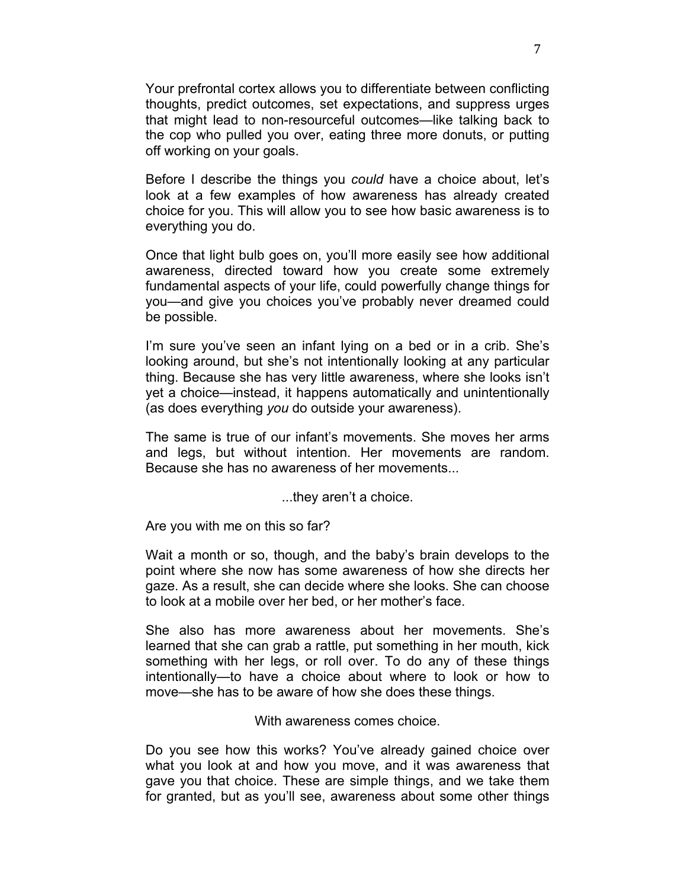Your prefrontal cortex allows you to differentiate between conflicting thoughts, predict outcomes, set expectations, and suppress urges that might lead to non-resourceful outcomes—like talking back to the cop who pulled you over, eating three more donuts, or putting off working on your goals.

Before I describe the things you *could* have a choice about, let's look at a few examples of how awareness has already created choice for you. This will allow you to see how basic awareness is to everything you do.

Once that light bulb goes on, you'll more easily see how additional awareness, directed toward how you create some extremely fundamental aspects of your life, could powerfully change things for you—and give you choices you've probably never dreamed could be possible.

I'm sure you've seen an infant lying on a bed or in a crib. She's looking around, but she's not intentionally looking at any particular thing. Because she has very little awareness, where she looks isn't yet a choice—instead, it happens automatically and unintentionally (as does everything *you* do outside your awareness).

The same is true of our infant's movements. She moves her arms and legs, but without intention. Her movements are random. Because she has no awareness of her movements...

...they aren't a choice.

Are you with me on this so far?

Wait a month or so, though, and the baby's brain develops to the point where she now has some awareness of how she directs her gaze. As a result, she can decide where she looks. She can choose to look at a mobile over her bed, or her mother's face.

She also has more awareness about her movements. She's learned that she can grab a rattle, put something in her mouth, kick something with her legs, or roll over. To do any of these things intentionally—to have a choice about where to look or how to move—she has to be aware of how she does these things.

With awareness comes choice.

Do you see how this works? You've already gained choice over what you look at and how you move, and it was awareness that gave you that choice. These are simple things, and we take them for granted, but as you'll see, awareness about some other things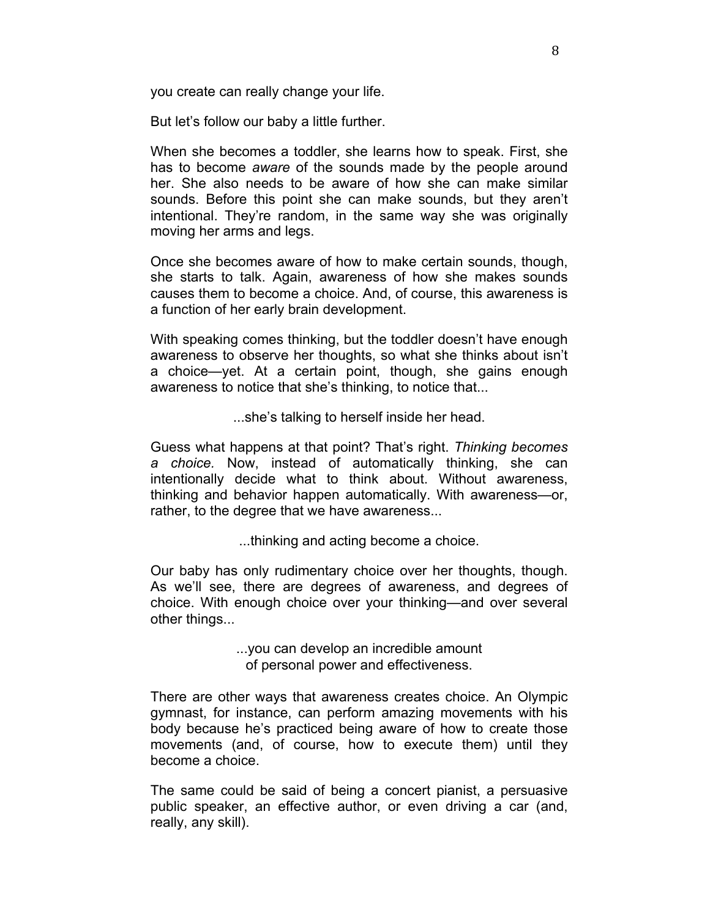you create can really change your life.

But let's follow our baby a little further.

When she becomes a toddler, she learns how to speak. First, she has to become *aware* of the sounds made by the people around her. She also needs to be aware of how she can make similar sounds. Before this point she can make sounds, but they aren't intentional. They're random, in the same way she was originally moving her arms and legs.

Once she becomes aware of how to make certain sounds, though, she starts to talk. Again, awareness of how she makes sounds causes them to become a choice. And, of course, this awareness is a function of her early brain development.

With speaking comes thinking, but the toddler doesn't have enough awareness to observe her thoughts, so what she thinks about isn't a choice—yet. At a certain point, though, she gains enough awareness to notice that she's thinking, to notice that...

...she's talking to herself inside her head.

Guess what happens at that point? That's right. *Thinking becomes a choice.* Now, instead of automatically thinking, she can intentionally decide what to think about. Without awareness, thinking and behavior happen automatically. With awareness—or, rather, to the degree that we have awareness...

...thinking and acting become a choice.

Our baby has only rudimentary choice over her thoughts, though. As we'll see, there are degrees of awareness, and degrees of choice. With enough choice over your thinking—and over several other things...

...you can develop an incredible amount of personal power and effectiveness.

There are other ways that awareness creates choice. An Olympic gymnast, for instance, can perform amazing movements with his body because he's practiced being aware of how to create those movements (and, of course, how to execute them) until they become a choice.

The same could be said of being a concert pianist, a persuasive public speaker, an effective author, or even driving a car (and, really, any skill).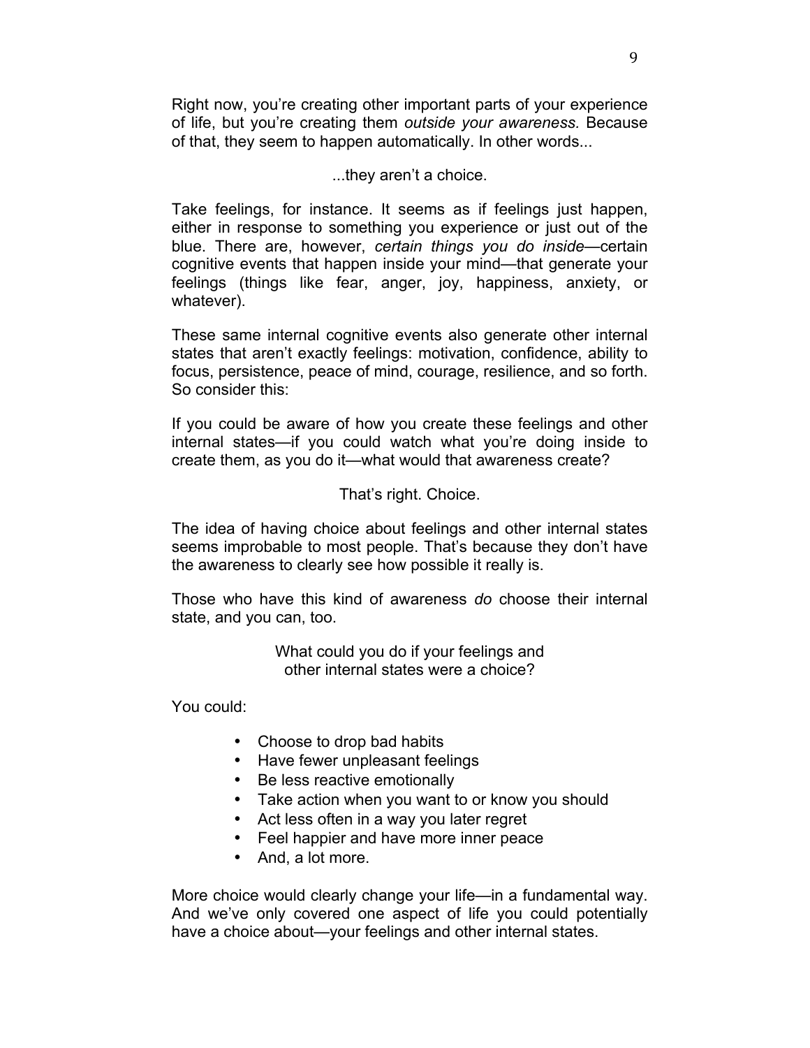Right now, you're creating other important parts of your experience of life, but you're creating them *outside your awareness.* Because of that, they seem to happen automatically. In other words...

...they aren't a choice.

Take feelings, for instance. It seems as if feelings just happen, either in response to something you experience or just out of the blue. There are, however, *certain things you do inside*—certain cognitive events that happen inside your mind—that generate your feelings (things like fear, anger, joy, happiness, anxiety, or whatever).

These same internal cognitive events also generate other internal states that aren't exactly feelings: motivation, confidence, ability to focus, persistence, peace of mind, courage, resilience, and so forth. So consider this:

If you could be aware of how you create these feelings and other internal states—if you could watch what you're doing inside to create them, as you do it—what would that awareness create?

That's right. Choice.

The idea of having choice about feelings and other internal states seems improbable to most people. That's because they don't have the awareness to clearly see how possible it really is.

Those who have this kind of awareness *do* choose their internal state, and you can, too.

What could you do if your feelings and other internal states were a choice?

You could:

- Choose to drop bad habits
- Have fewer unpleasant feelings
- Be less reactive emotionally
- Take action when you want to or know you should
- Act less often in a way you later regret
- Feel happier and have more inner peace
- And, a lot more.

More choice would clearly change your life—in a fundamental way. And we've only covered one aspect of life you could potentially have a choice about—your feelings and other internal states.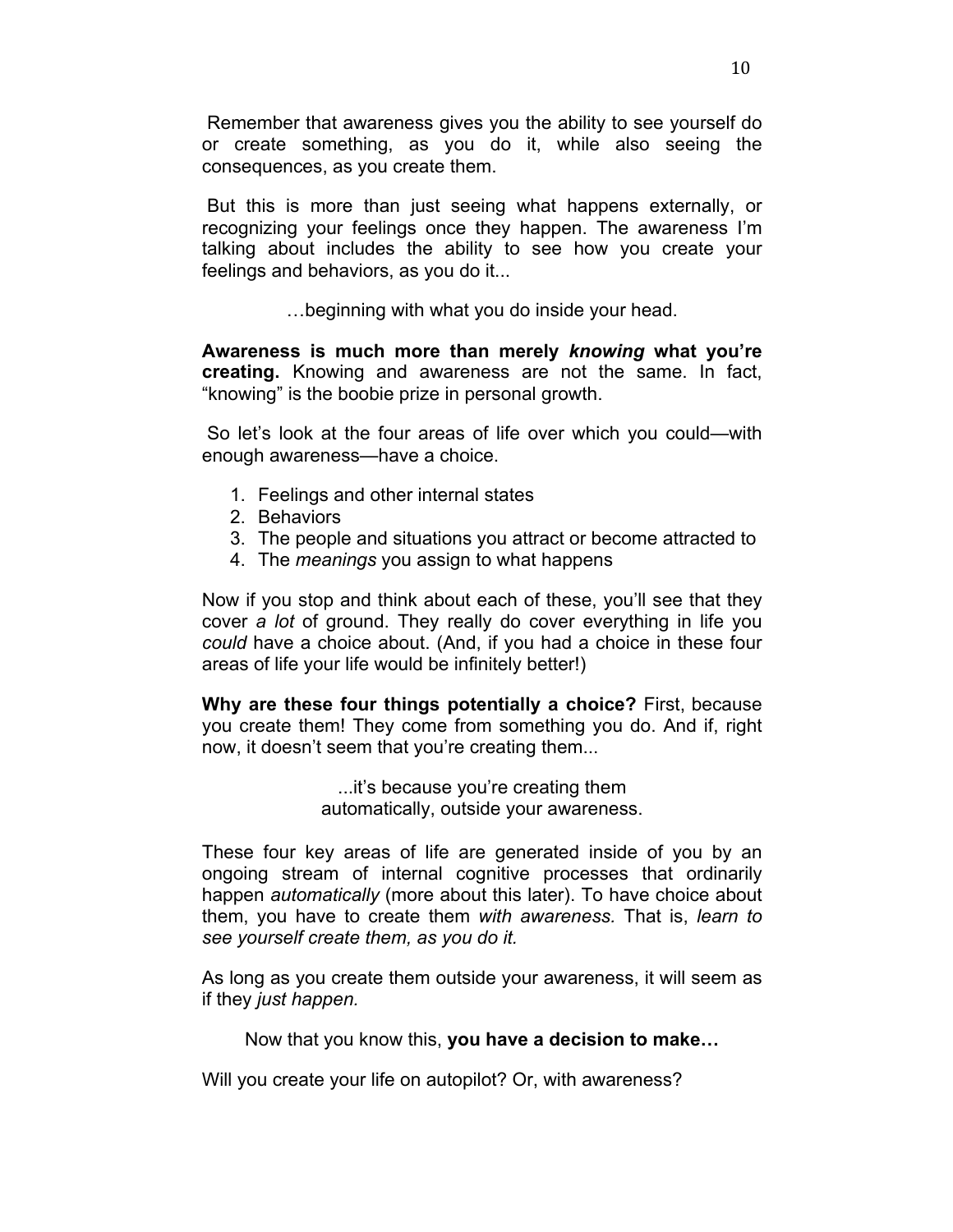Remember that awareness gives you the ability to see yourself do or create something, as you do it, while also seeing the consequences, as you create them.

But this is more than just seeing what happens externally, or recognizing your feelings once they happen. The awareness I'm talking about includes the ability to see how you create your feelings and behaviors, as you do it...

…beginning with what you do inside your head.

**Awareness is much more than merely *knowing* what you're creating.** Knowing and awareness are not the same. In fact, "knowing" is the boobie prize in personal growth.

So let's look at the four areas of life over which you could—with enough awareness—have a choice.

1. Feelings and other internal states
2. Behaviors
3. The people and situations you attract or become attracted to
4. The *meanings* you assign to what happens

Now if you stop and think about each of these, you'll see that they cover *a lot* of ground. They really do cover everything in life you *could* have a choice about. (And, if you had a choice in these four areas of life your life would be infinitely better!)

**Why are these four things potentially a choice?** First, because you create them! They come from something you do. And if, right now, it doesn't seem that you're creating them...

...it's because you're creating them
automatically, outside your awareness.

These four key areas of life are generated inside of you by an ongoing stream of internal cognitive processes that ordinarily happen *automatically* (more about this later). To have choice about them, you have to create them *with awareness.* That is, *learn to see yourself create them, as you do it.*

As long as you create them outside your awareness, it will seem as if they *just happen.*

Now that you know this, **you have a decision to make…**

Will you create your life on autopilot? Or, with awareness?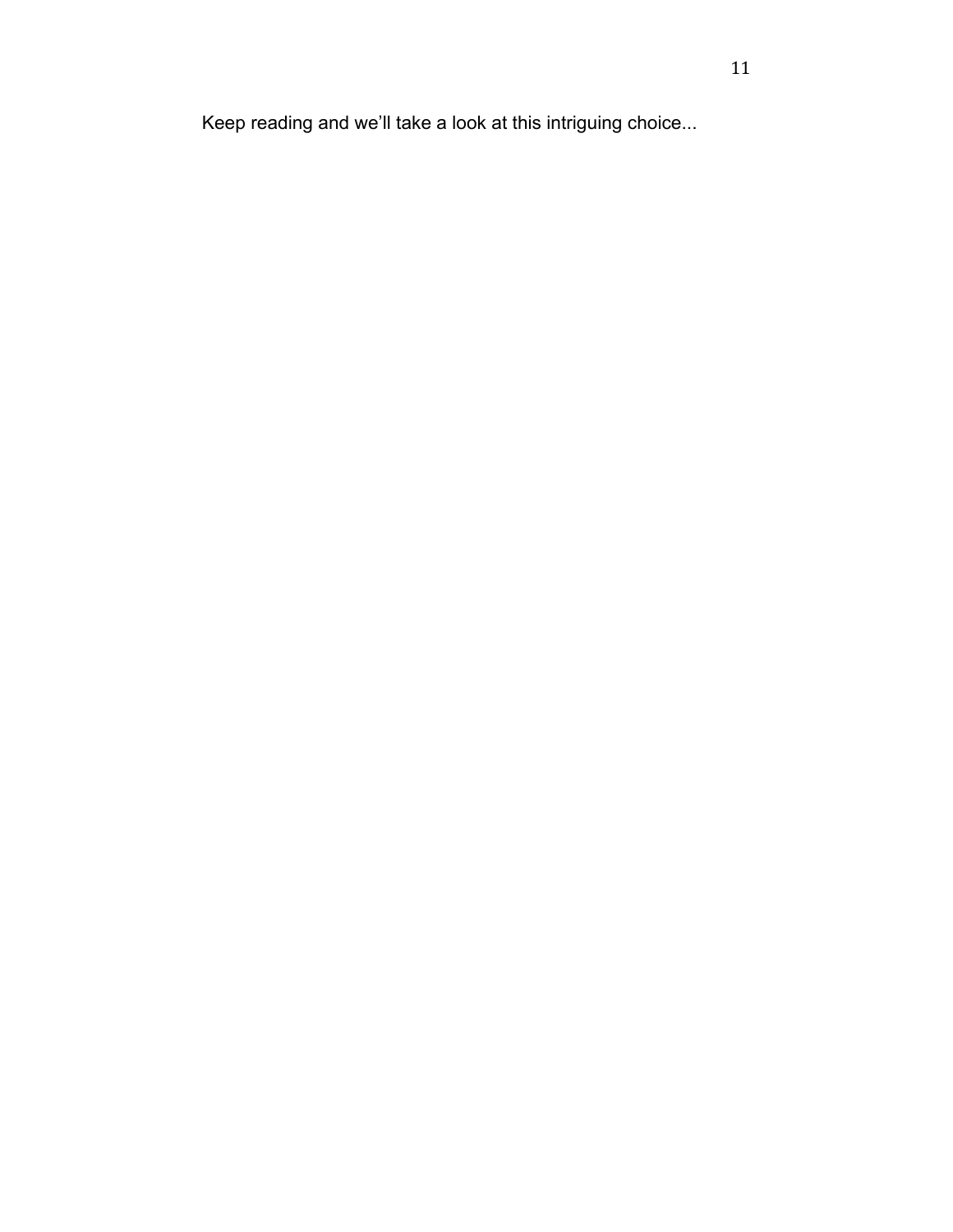Keep reading and we’ll take a look at this intriguing choice...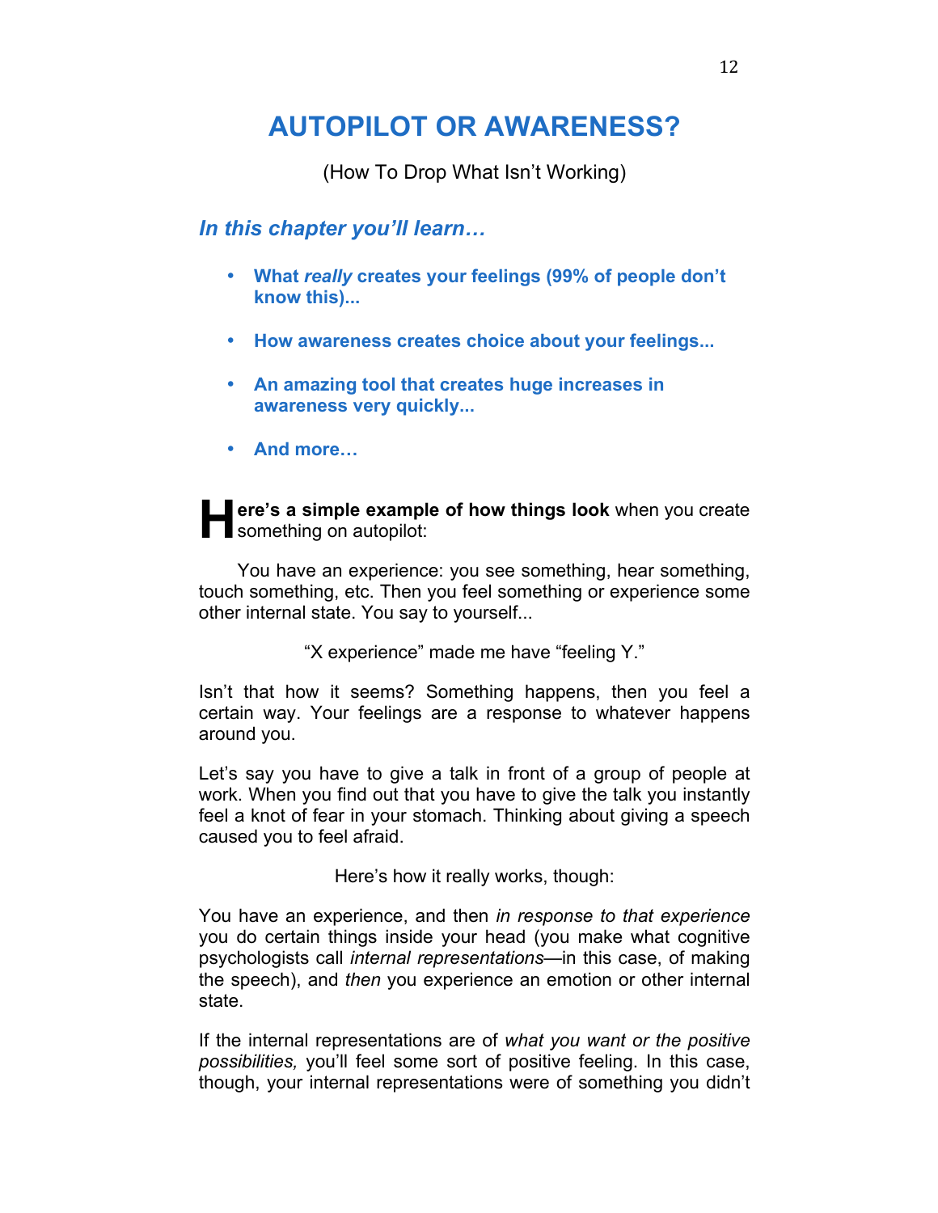# AUTOPILOT OR AWARENESS?

(How To Drop What Isn't Working)

### *In this chapter you'll learn…*

- **What *really* creates your feelings (99% of people don't know this)...**
- **How awareness creates choice about your feelings...**
- **An amazing tool that creates huge increases in awareness very quickly...**
- **And more…**

**Here's a simple example of how things look** when you create something on autopilot:

You have an experience: you see something, hear something, touch something, etc. Then you feel something or experience some other internal state. You say to yourself...

"X experience" made me have "feeling Y."

Isn't that how it seems? Something happens, then you feel a certain way. Your feelings are a response to whatever happens around you.

Let's say you have to give a talk in front of a group of people at work. When you find out that you have to give the talk you instantly feel a knot of fear in your stomach. Thinking about giving a speech caused you to feel afraid.

Here's how it really works, though:

You have an experience, and then *in response to that experience* you do certain things inside your head (you make what cognitive psychologists call *internal representations*—in this case, of making the speech), and *then* you experience an emotion or other internal state.

If the internal representations are of *what you want or the positive possibilities,* you'll feel some sort of positive feeling. In this case, though, your internal representations were of something you didn't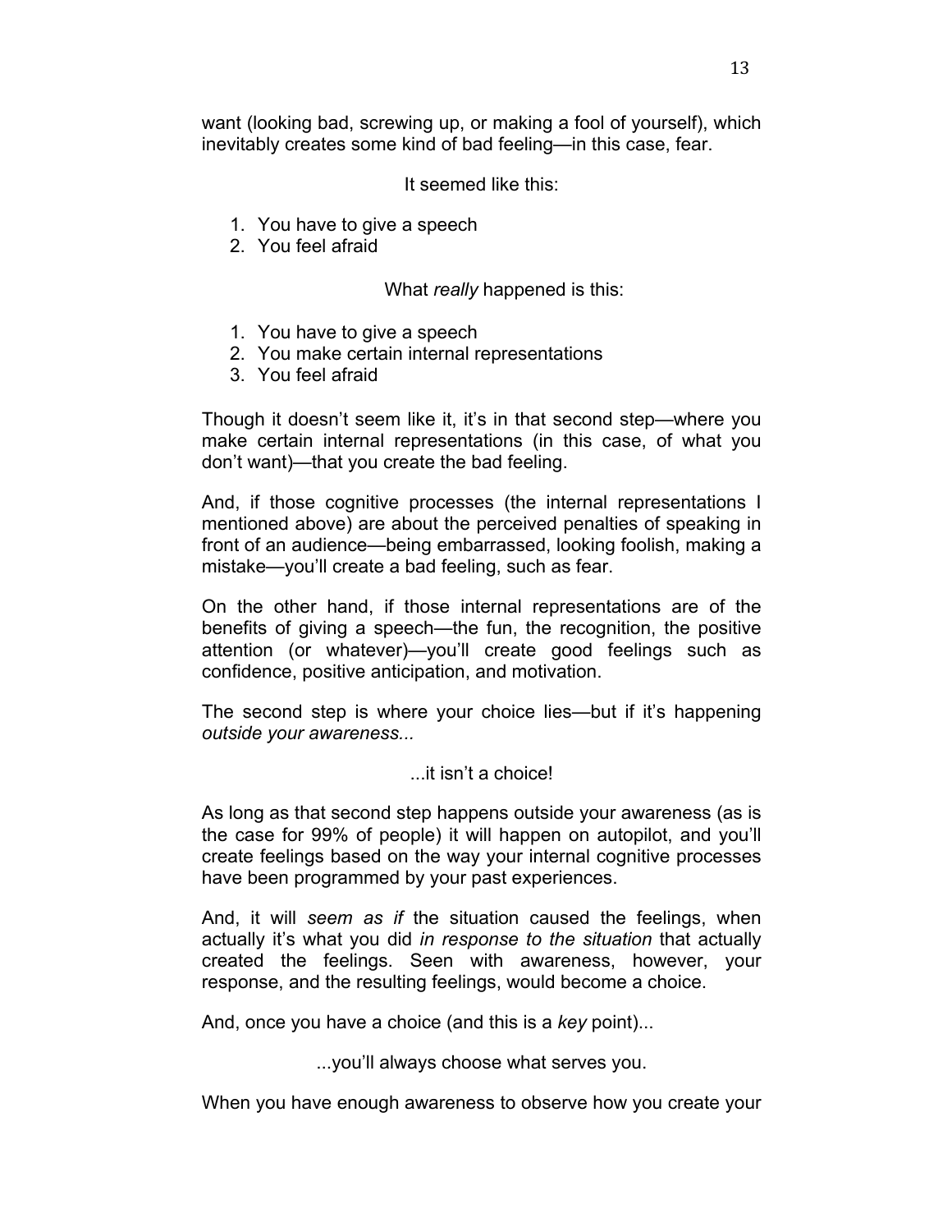want (looking bad, screwing up, or making a fool of yourself), which inevitably creates some kind of bad feeling—in this case, fear.

It seemed like this:

1. You have to give a speech
2. You feel afraid

What *really* happened is this:

1. You have to give a speech
2. You make certain internal representations
3. You feel afraid

Though it doesn't seem like it, it's in that second step—where you make certain internal representations (in this case, of what you don't want)—that you create the bad feeling.

And, if those cognitive processes (the internal representations I mentioned above) are about the perceived penalties of speaking in front of an audience—being embarrassed, looking foolish, making a mistake—you'll create a bad feeling, such as fear.

On the other hand, if those internal representations are of the benefits of giving a speech—the fun, the recognition, the positive attention (or whatever)—you'll create good feelings such as confidence, positive anticipation, and motivation.

The second step is where your choice lies—but if it's happening *outside your awareness...*

...it isn't a choice!

As long as that second step happens outside your awareness (as is the case for 99% of people) it will happen on autopilot, and you'll create feelings based on the way your internal cognitive processes have been programmed by your past experiences.

And, it will *seem as if* the situation caused the feelings, when actually it's what you did *in response to the situation* that actually created the feelings. Seen with awareness, however, your response, and the resulting feelings, would become a choice.

And, once you have a choice (and this is a *key* point)...

...you'll always choose what serves you.

When you have enough awareness to observe how you create your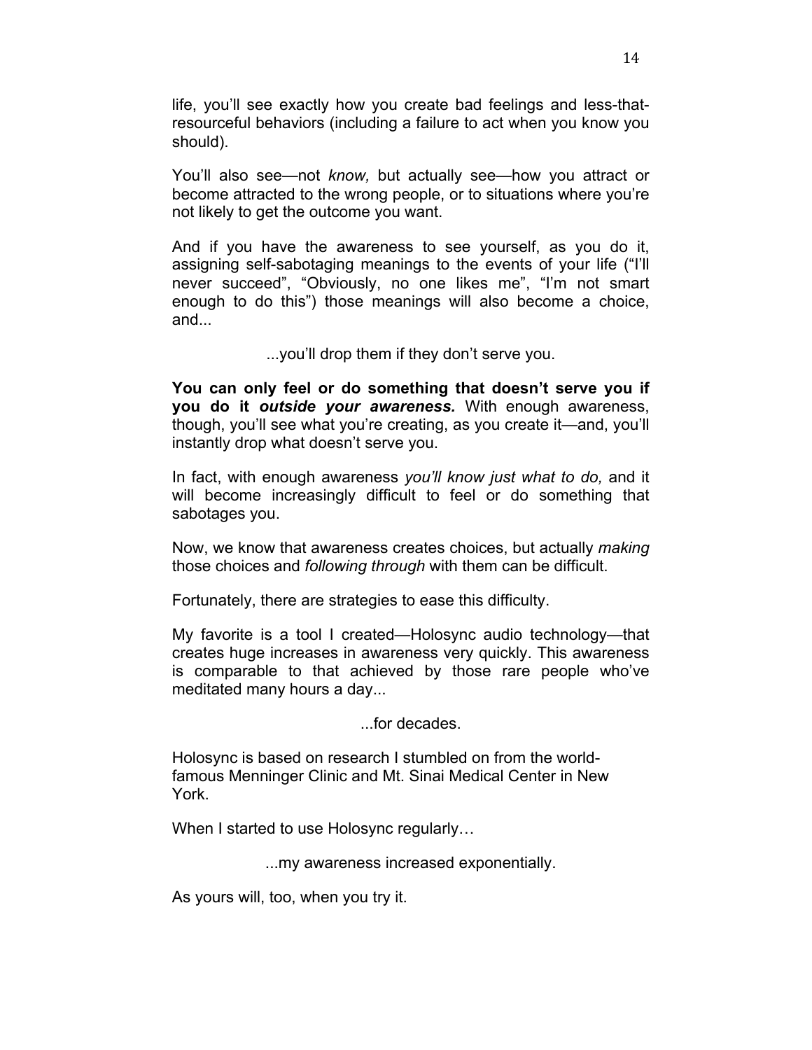life, you'll see exactly how you create bad feelings and less-that-resourceful behaviors (including a failure to act when you know you should).

You'll also see—not *know,* but actually see—how you attract or become attracted to the wrong people, or to situations where you're not likely to get the outcome you want.

And if you have the awareness to see yourself, as you do it, assigning self-sabotaging meanings to the events of your life ("I'll never succeed", "Obviously, no one likes me", "I'm not smart enough to do this") those meanings will also become a choice, and...

...you'll drop them if they don't serve you.

**You can only feel or do something that doesn't serve you if you do it *outside your awareness.*** With enough awareness, though, you'll see what you're creating, as you create it—and, you'll instantly drop what doesn't serve you.

In fact, with enough awareness *you'll know just what to do,* and it will become increasingly difficult to feel or do something that sabotages you.

Now, we know that awareness creates choices, but actually *making* those choices and *following through* with them can be difficult.

Fortunately, there are strategies to ease this difficulty.

My favorite is a tool I created—Holosync audio technology—that creates huge increases in awareness very quickly. This awareness is comparable to that achieved by those rare people who've meditated many hours a day...

...for decades.

Holosync is based on research I stumbled on from the world-famous Menninger Clinic and Mt. Sinai Medical Center in New York.

When I started to use Holosync regularly…

...my awareness increased exponentially.

As yours will, too, when you try it.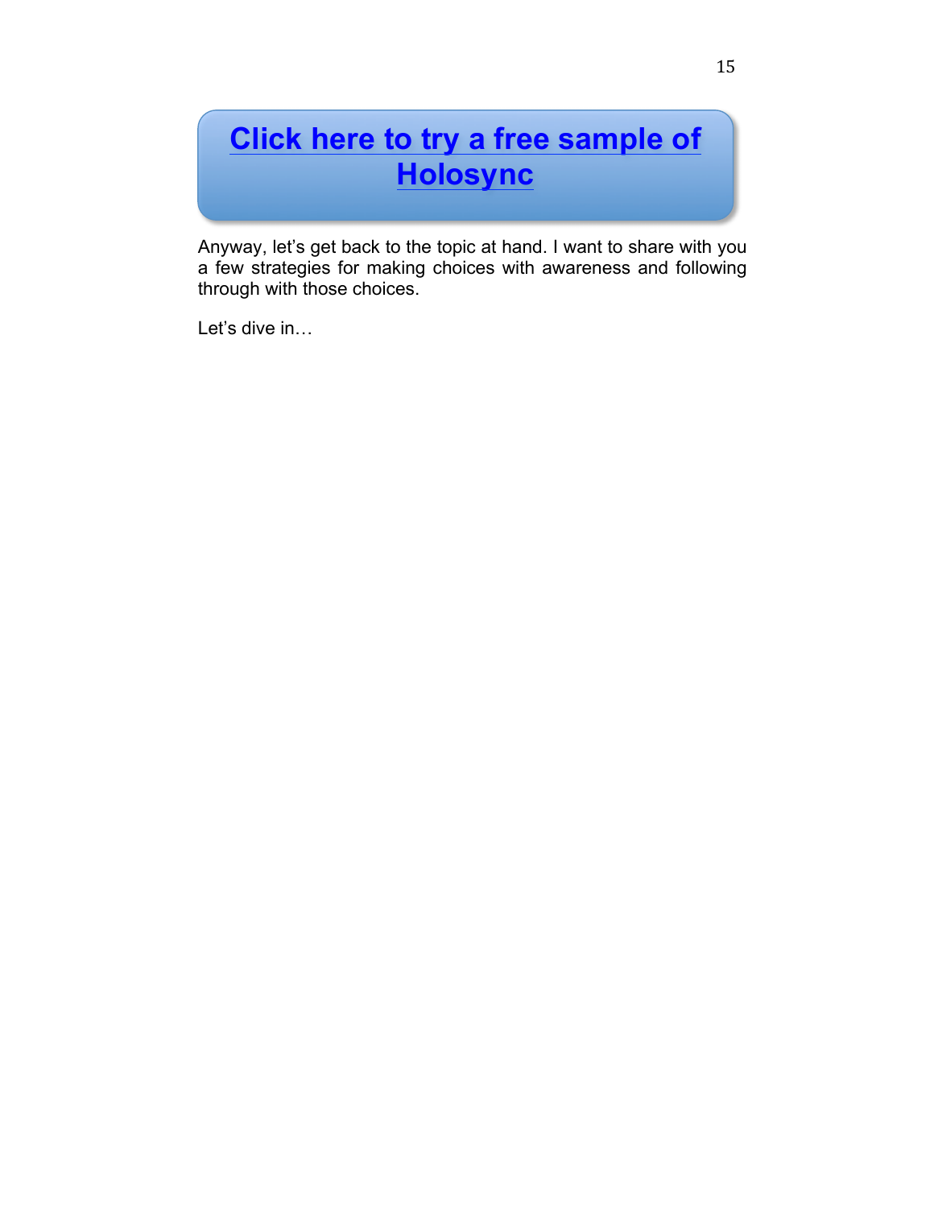**Click here to try a free sample of Holosync**

Anyway, let's get back to the topic at hand. I want to share with you a few strategies for making choices with awareness and following through with those choices.

Let's dive in…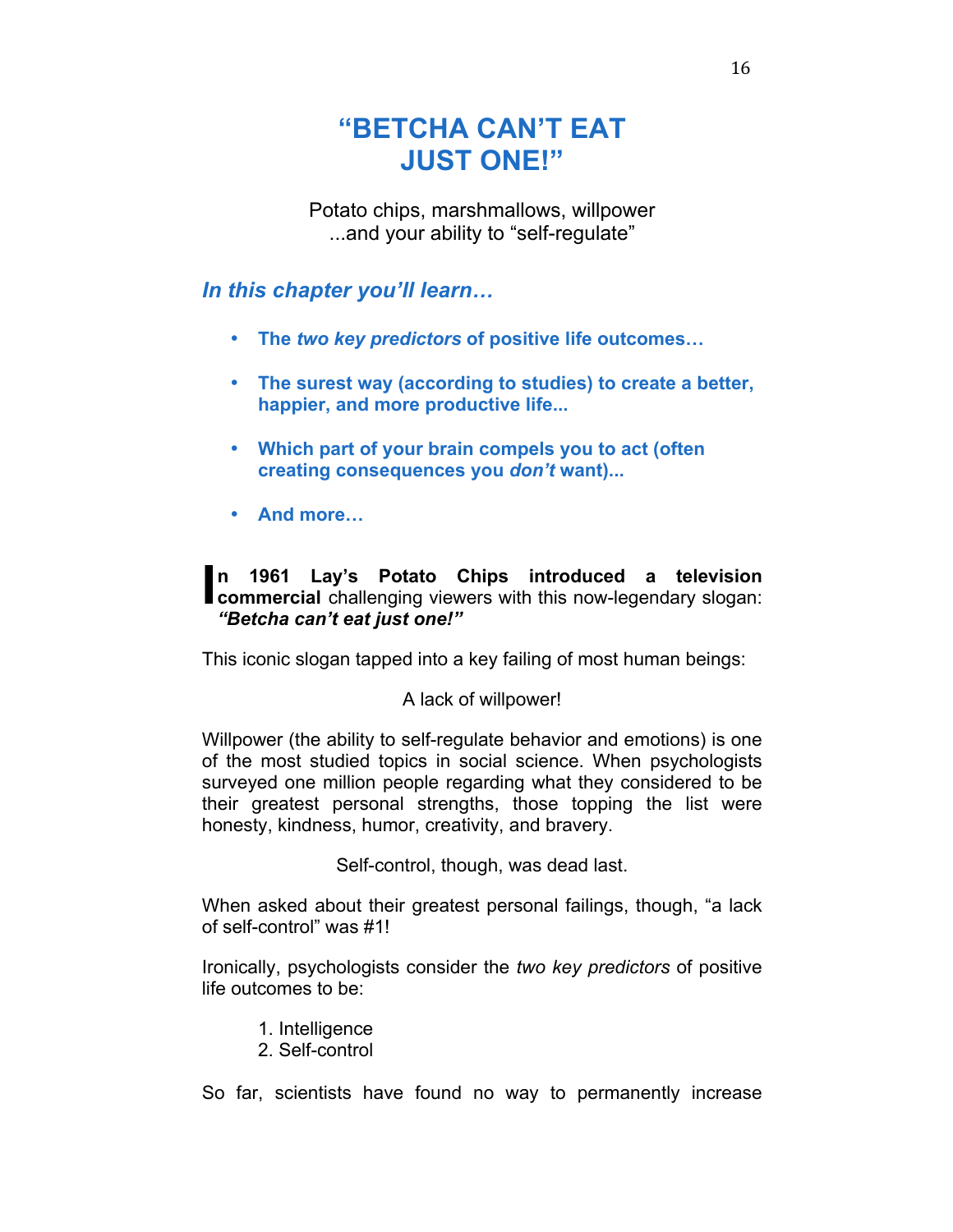# "BETCHA CAN'T EAT JUST ONE!"

Potato chips, marshmallows, willpower
...and your ability to "self-regulate"

### *In this chapter you'll learn…*

- **The *two key predictors* of positive life outcomes…**
- **The surest way (according to studies) to create a better, happier, and more productive life...**
- **Which part of your brain compels you to act (often creating consequences you *don't* want)...**
- **And more…**

**In 1961 Lay's Potato Chips introduced a television commercial** challenging viewers with this now-legendary slogan: ***"Betcha can't eat just one!"***

This iconic slogan tapped into a key failing of most human beings:

A lack of willpower!

Willpower (the ability to self-regulate behavior and emotions) is one of the most studied topics in social science. When psychologists surveyed one million people regarding what they considered to be their greatest personal strengths, those topping the list were honesty, kindness, humor, creativity, and bravery.

Self-control, though, was dead last.

When asked about their greatest personal failings, though, "a lack of self-control" was #1!

Ironically, psychologists consider the *two key predictors* of positive life outcomes to be:

1. Intelligence
2. Self-control

So far, scientists have found no way to permanently increase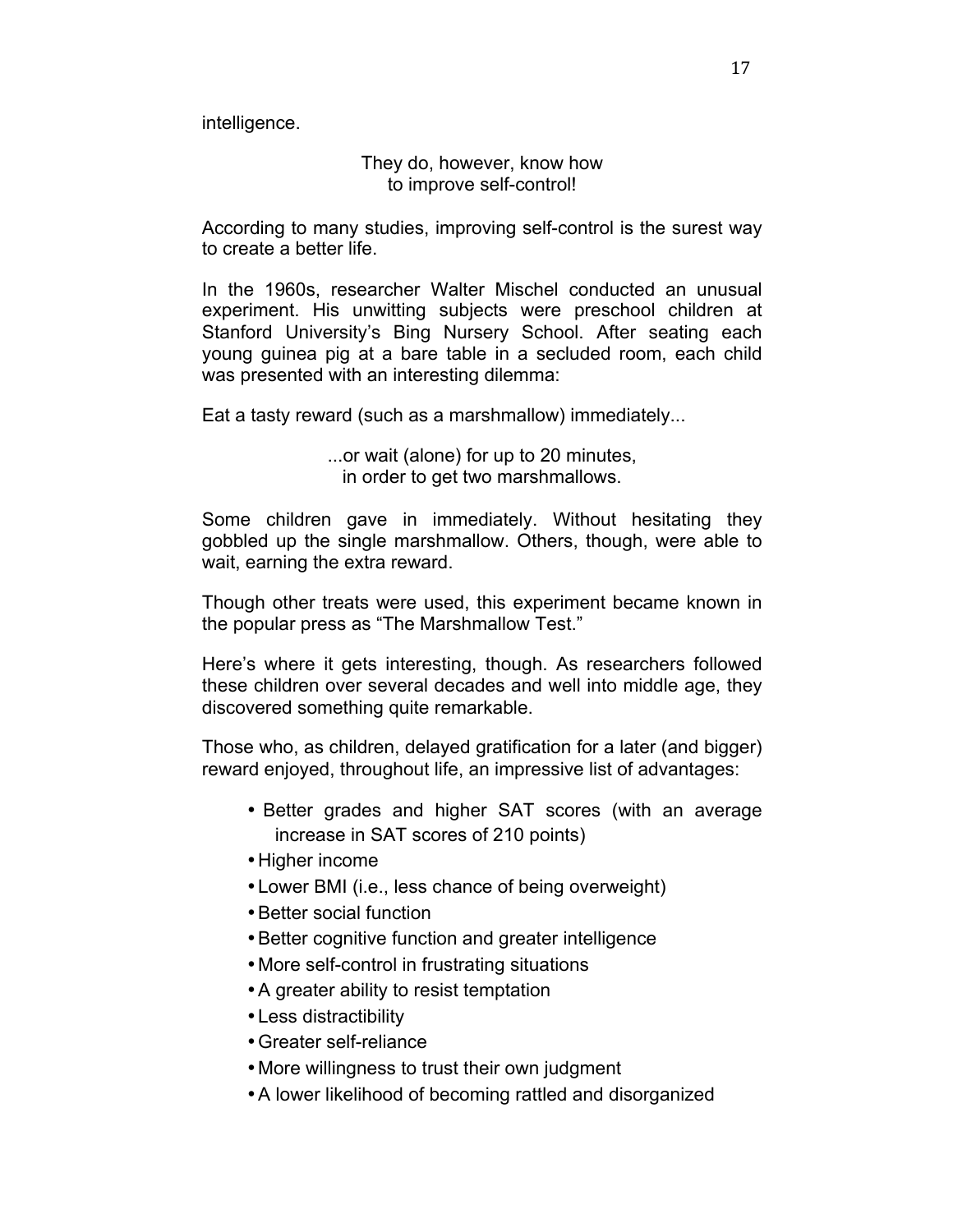intelligence.

They do, however, know how
to improve self-control!

According to many studies, improving self-control is the surest way to create a better life.

In the 1960s, researcher Walter Mischel conducted an unusual experiment. His unwitting subjects were preschool children at Stanford University's Bing Nursery School. After seating each young guinea pig at a bare table in a secluded room, each child was presented with an interesting dilemma:

Eat a tasty reward (such as a marshmallow) immediately...

...or wait (alone) for up to 20 minutes,
in order to get two marshmallows.

Some children gave in immediately. Without hesitating they gobbled up the single marshmallow. Others, though, were able to wait, earning the extra reward.

Though other treats were used, this experiment became known in the popular press as "The Marshmallow Test."

Here's where it gets interesting, though. As researchers followed these children over several decades and well into middle age, they discovered something quite remarkable.

Those who, as children, delayed gratification for a later (and bigger) reward enjoyed, throughout life, an impressive list of advantages:

- Better grades and higher SAT scores (with an average increase in SAT scores of 210 points)
- Higher income
- Lower BMI (i.e., less chance of being overweight)
- Better social function
- Better cognitive function and greater intelligence
- More self-control in frustrating situations
- A greater ability to resist temptation
- Less distractibility
- Greater self-reliance
- More willingness to trust their own judgment
- A lower likelihood of becoming rattled and disorganized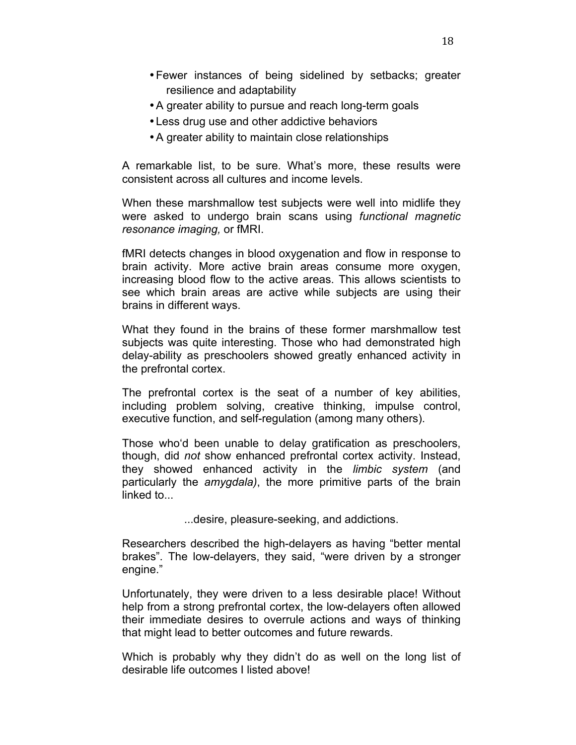- Fewer instances of being sidelined by setbacks; greater resilience and adaptability
- A greater ability to pursue and reach long-term goals
- Less drug use and other addictive behaviors
- A greater ability to maintain close relationships

A remarkable list, to be sure. What's more, these results were consistent across all cultures and income levels.

When these marshmallow test subjects were well into midlife they were asked to undergo brain scans using *functional magnetic resonance imaging,* or fMRI.

fMRI detects changes in blood oxygenation and flow in response to brain activity. More active brain areas consume more oxygen, increasing blood flow to the active areas. This allows scientists to see which brain areas are active while subjects are using their brains in different ways.

What they found in the brains of these former marshmallow test subjects was quite interesting. Those who had demonstrated high delay-ability as preschoolers showed greatly enhanced activity in the prefrontal cortex.

The prefrontal cortex is the seat of a number of key abilities, including problem solving, creative thinking, impulse control, executive function, and self-regulation (among many others).

Those who'd been unable to delay gratification as preschoolers, though, did *not* show enhanced prefrontal cortex activity. Instead, they showed enhanced activity in the *limbic system* (and particularly the *amygdala)*, the more primitive parts of the brain linked to...

...desire, pleasure-seeking, and addictions.

Researchers described the high-delayers as having "better mental brakes". The low-delayers, they said, "were driven by a stronger engine."

Unfortunately, they were driven to a less desirable place! Without help from a strong prefrontal cortex, the low-delayers often allowed their immediate desires to overrule actions and ways of thinking that might lead to better outcomes and future rewards.

Which is probably why they didn't do as well on the long list of desirable life outcomes I listed above!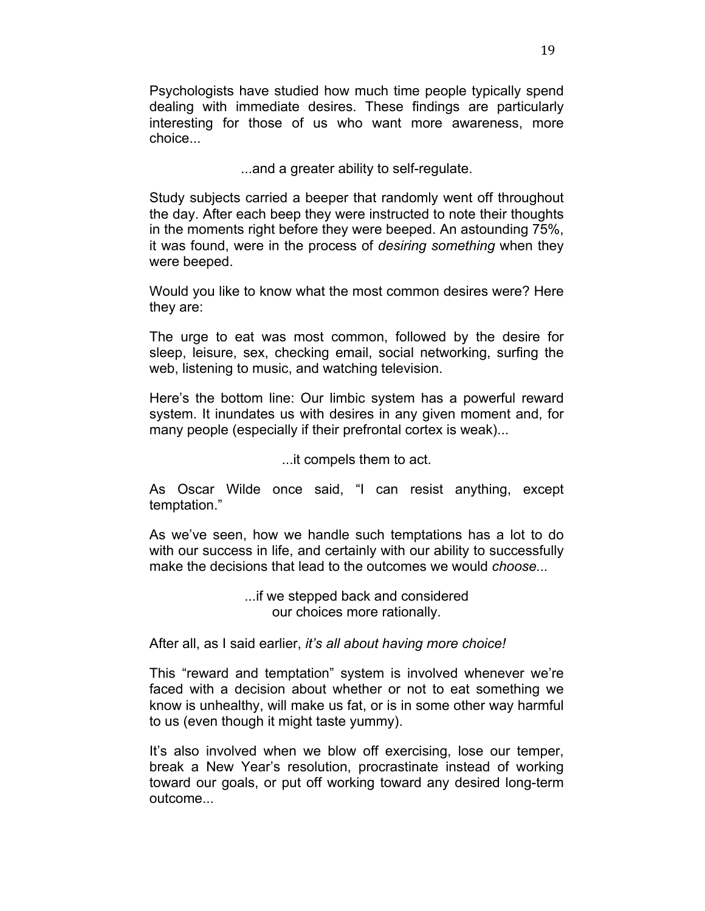Psychologists have studied how much time people typically spend dealing with immediate desires. These findings are particularly interesting for those of us who want more awareness, more choice...

...and a greater ability to self-regulate.

Study subjects carried a beeper that randomly went off throughout the day. After each beep they were instructed to note their thoughts in the moments right before they were beeped. An astounding 75%, it was found, were in the process of *desiring something* when they were beeped.

Would you like to know what the most common desires were? Here they are:

The urge to eat was most common, followed by the desire for sleep, leisure, sex, checking email, social networking, surfing the web, listening to music, and watching television.

Here's the bottom line: Our limbic system has a powerful reward system. It inundates us with desires in any given moment and, for many people (especially if their prefrontal cortex is weak)...

...it compels them to act.

As Oscar Wilde once said, "I can resist anything, except temptation."

As we've seen, how we handle such temptations has a lot to do with our success in life, and certainly with our ability to successfully make the decisions that lead to the outcomes we would *choose...*

...if we stepped back and considered our choices more rationally.

After all, as I said earlier, *it's all about having more choice!*

This "reward and temptation" system is involved whenever we're faced with a decision about whether or not to eat something we know is unhealthy, will make us fat, or is in some other way harmful to us (even though it might taste yummy).

It's also involved when we blow off exercising, lose our temper, break a New Year's resolution, procrastinate instead of working toward our goals, or put off working toward any desired long-term outcome...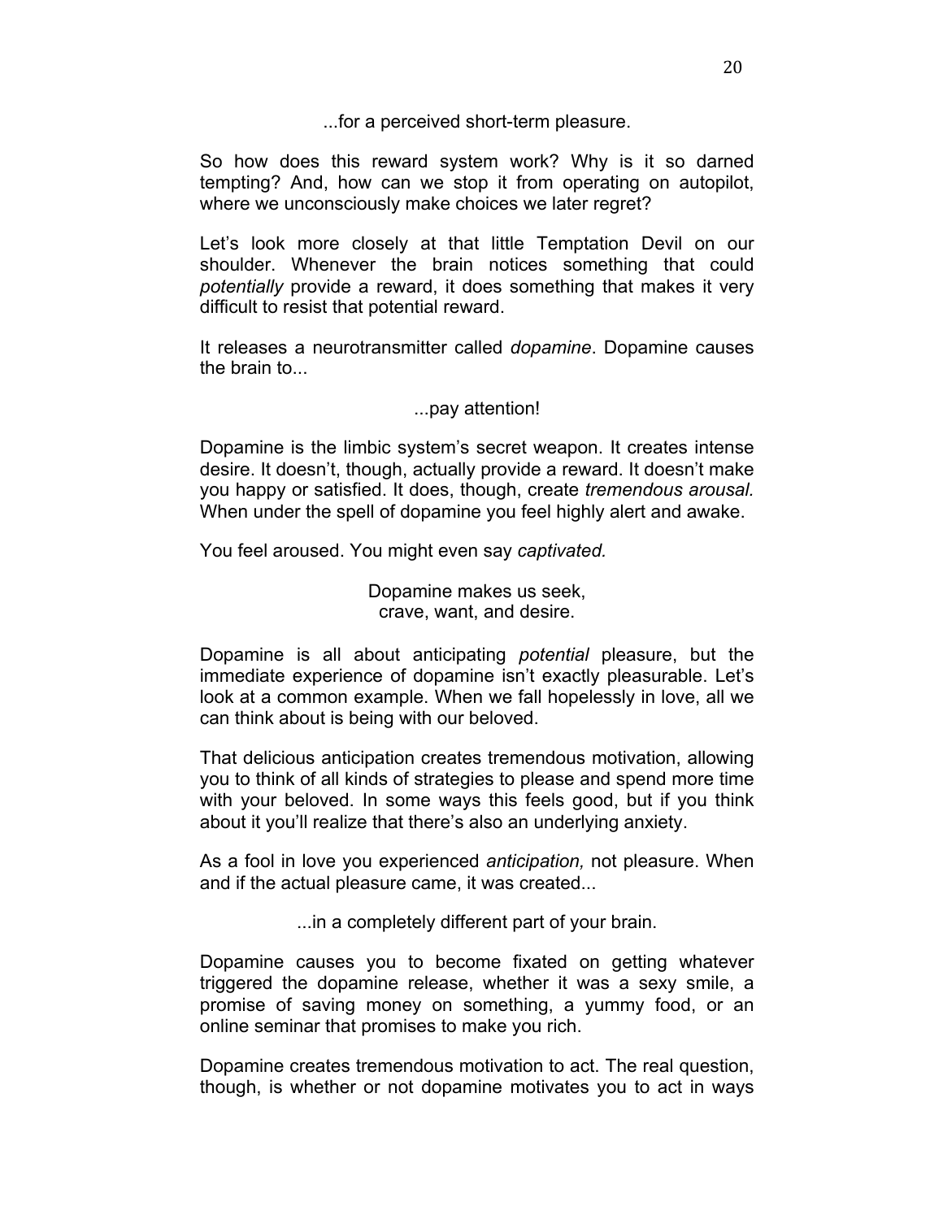...for a perceived short-term pleasure.

So how does this reward system work? Why is it so darned tempting? And, how can we stop it from operating on autopilot, where we unconsciously make choices we later regret?

Let's look more closely at that little Temptation Devil on our shoulder. Whenever the brain notices something that could *potentially* provide a reward, it does something that makes it very difficult to resist that potential reward.

It releases a neurotransmitter called *dopamine*. Dopamine causes the brain to...

...pay attention!

Dopamine is the limbic system's secret weapon. It creates intense desire. It doesn't, though, actually provide a reward. It doesn't make you happy or satisfied. It does, though, create *tremendous arousal.* When under the spell of dopamine you feel highly alert and awake.

You feel aroused. You might even say *captivated.*

Dopamine makes us seek,
crave, want, and desire.

Dopamine is all about anticipating *potential* pleasure, but the immediate experience of dopamine isn't exactly pleasurable. Let's look at a common example. When we fall hopelessly in love, all we can think about is being with our beloved.

That delicious anticipation creates tremendous motivation, allowing you to think of all kinds of strategies to please and spend more time with your beloved. In some ways this feels good, but if you think about it you'll realize that there's also an underlying anxiety.

As a fool in love you experienced *anticipation,* not pleasure. When and if the actual pleasure came, it was created...

...in a completely different part of your brain.

Dopamine causes you to become fixated on getting whatever triggered the dopamine release, whether it was a sexy smile, a promise of saving money on something, a yummy food, or an online seminar that promises to make you rich.

Dopamine creates tremendous motivation to act. The real question, though, is whether or not dopamine motivates you to act in ways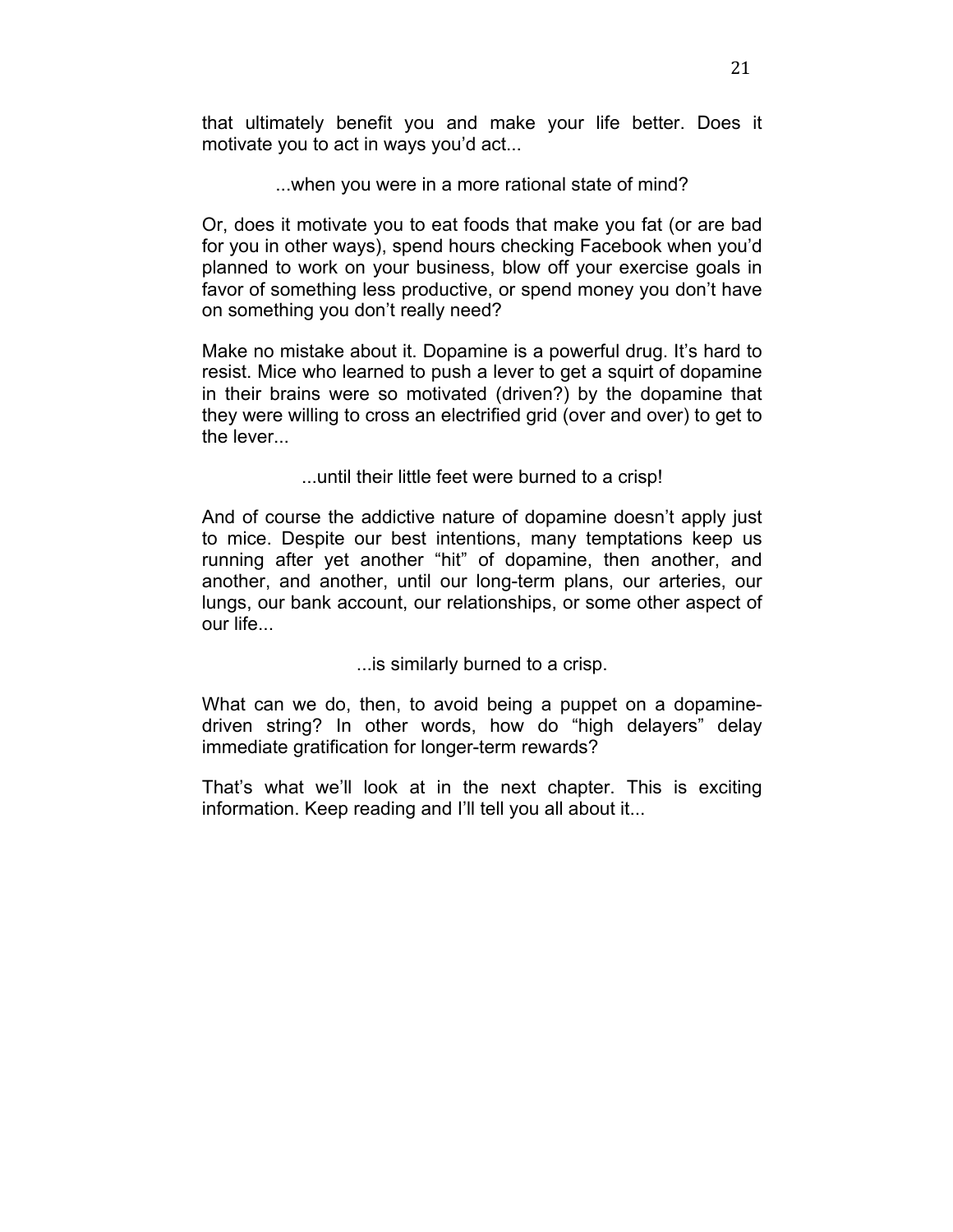that ultimately benefit you and make your life better. Does it motivate you to act in ways you'd act...

...when you were in a more rational state of mind?

Or, does it motivate you to eat foods that make you fat (or are bad for you in other ways), spend hours checking Facebook when you'd planned to work on your business, blow off your exercise goals in favor of something less productive, or spend money you don't have on something you don't really need?

Make no mistake about it. Dopamine is a powerful drug. It's hard to resist. Mice who learned to push a lever to get a squirt of dopamine in their brains were so motivated (driven?) by the dopamine that they were willing to cross an electrified grid (over and over) to get to the lever...

...until their little feet were burned to a crisp!

And of course the addictive nature of dopamine doesn't apply just to mice. Despite our best intentions, many temptations keep us running after yet another "hit" of dopamine, then another, and another, and another, until our long-term plans, our arteries, our lungs, our bank account, our relationships, or some other aspect of our life...

...is similarly burned to a crisp.

What can we do, then, to avoid being a puppet on a dopamine-driven string? In other words, how do "high delayers" delay immediate gratification for longer-term rewards?

That's what we'll look at in the next chapter. This is exciting information. Keep reading and I'll tell you all about it...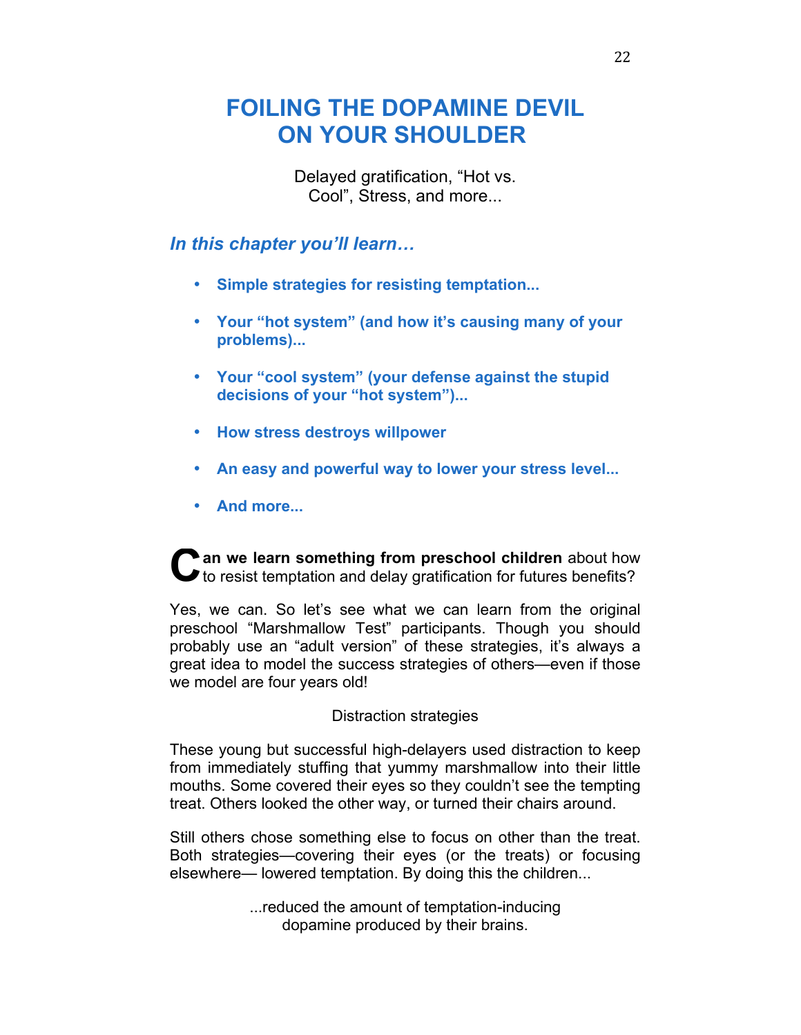# FOILING THE DOPAMINE DEVIL ON YOUR SHOULDER

Delayed gratification, "Hot vs. Cool", Stress, and more...

### *In this chapter you'll learn…*

- **Simple strategies for resisting temptation...**
- **Your "hot system" (and how it's causing many of your problems)...**
- **Your "cool system" (your defense against the stupid decisions of your "hot system")...**
- **How stress destroys willpower**
- **An easy and powerful way to lower your stress level...**
- **And more...**

**Can we learn something from preschool children** about how to resist temptation and delay gratification for futures benefits?

Yes, we can. So let's see what we can learn from the original preschool "Marshmallow Test" participants. Though you should probably use an "adult version" of these strategies, it's always a great idea to model the success strategies of others—even if those we model are four years old!

Distraction strategies

These young but successful high-delayers used distraction to keep from immediately stuffing that yummy marshmallow into their little mouths. Some covered their eyes so they couldn't see the tempting treat. Others looked the other way, or turned their chairs around.

Still others chose something else to focus on other than the treat. Both strategies—covering their eyes (or the treats) or focusing elsewhere— lowered temptation. By doing this the children...

...reduced the amount of temptation-inducing dopamine produced by their brains.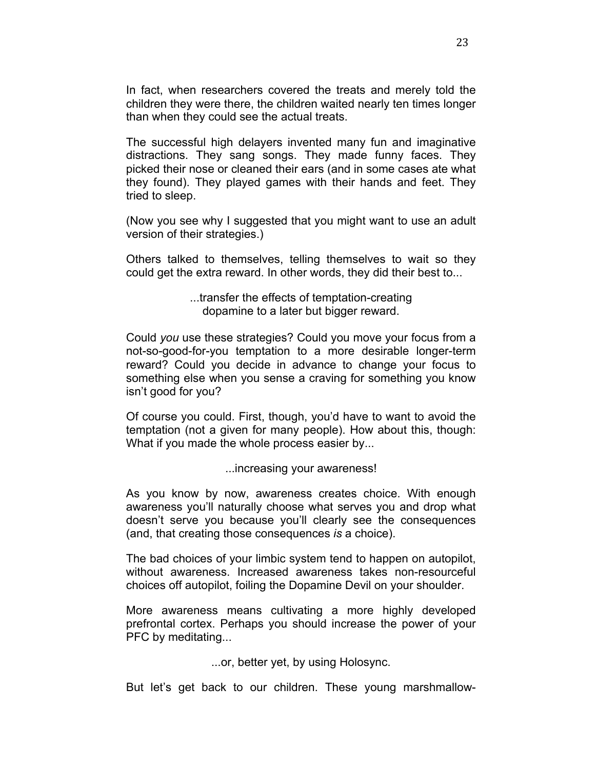In fact, when researchers covered the treats and merely told the children they were there, the children waited nearly ten times longer than when they could see the actual treats.

The successful high delayers invented many fun and imaginative distractions. They sang songs. They made funny faces. They picked their nose or cleaned their ears (and in some cases ate what they found). They played games with their hands and feet. They tried to sleep.

(Now you see why I suggested that you might want to use an adult version of their strategies.)

Others talked to themselves, telling themselves to wait so they could get the extra reward. In other words, they did their best to...

> ...transfer the effects of temptation-creating dopamine to a later but bigger reward.

Could *you* use these strategies? Could you move your focus from a not-so-good-for-you temptation to a more desirable longer-term reward? Could you decide in advance to change your focus to something else when you sense a craving for something you know isn't good for you?

Of course you could. First, though, you'd have to want to avoid the temptation (not a given for many people). How about this, though: What if you made the whole process easier by...

> ...increasing your awareness!

As you know by now, awareness creates choice. With enough awareness you'll naturally choose what serves you and drop what doesn't serve you because you'll clearly see the consequences (and, that creating those consequences *is* a choice).

The bad choices of your limbic system tend to happen on autopilot, without awareness. Increased awareness takes non-resourceful choices off autopilot, foiling the Dopamine Devil on your shoulder.

More awareness means cultivating a more highly developed prefrontal cortex. Perhaps you should increase the power of your PFC by meditating...

> ...or, better yet, by using Holosync.

But let's get back to our children. These young marshmallow-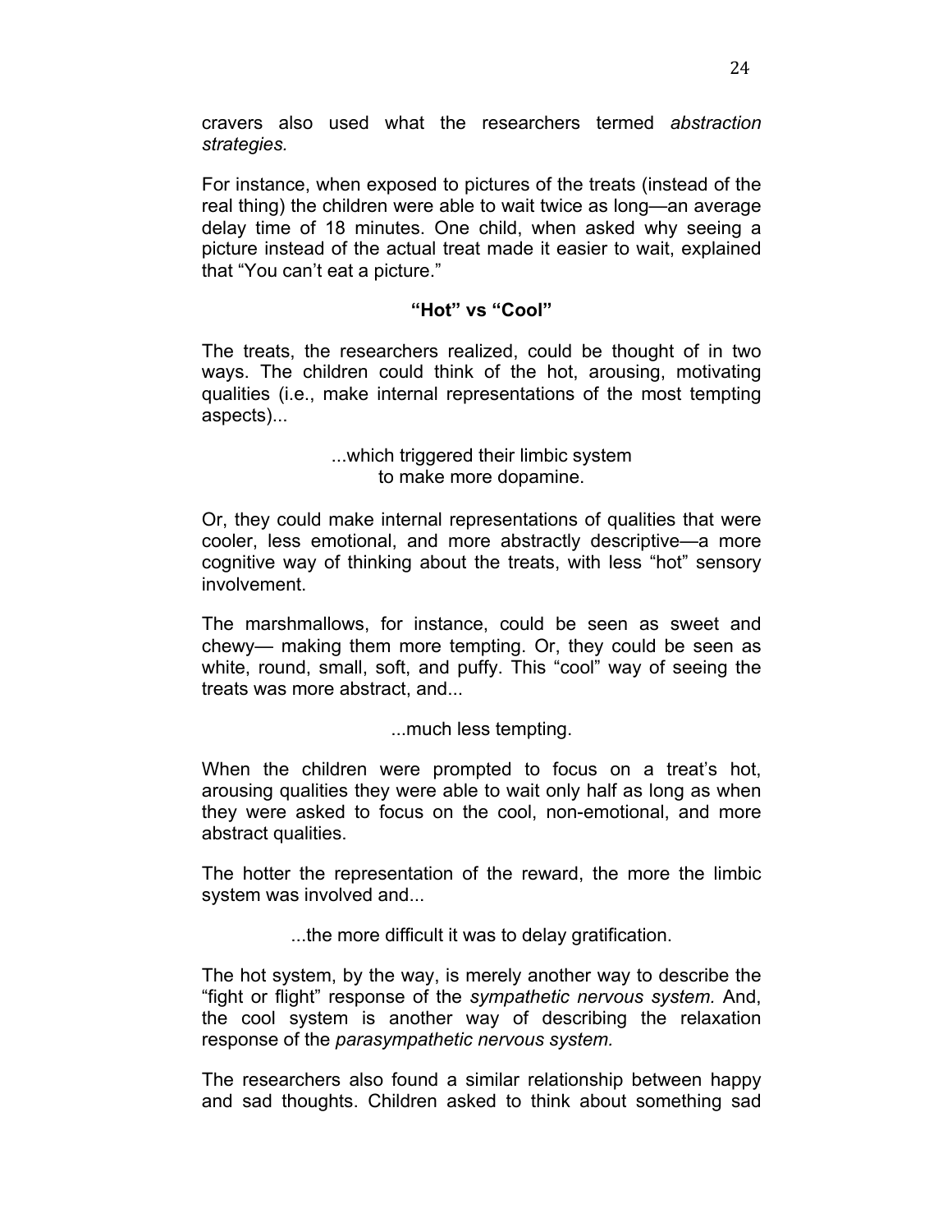cravers also used what the researchers termed *abstraction strategies.*

For instance, when exposed to pictures of the treats (instead of the real thing) the children were able to wait twice as long—an average delay time of 18 minutes. One child, when asked why seeing a picture instead of the actual treat made it easier to wait, explained that "You can't eat a picture."

### "Hot" vs "Cool"

The treats, the researchers realized, could be thought of in two ways. The children could think of the hot, arousing, motivating qualities (i.e., make internal representations of the most tempting aspects)...

...which triggered their limbic system to make more dopamine.

Or, they could make internal representations of qualities that were cooler, less emotional, and more abstractly descriptive—a more cognitive way of thinking about the treats, with less "hot" sensory involvement.

The marshmallows, for instance, could be seen as sweet and chewy— making them more tempting. Or, they could be seen as white, round, small, soft, and puffy. This "cool" way of seeing the treats was more abstract, and...

...much less tempting.

When the children were prompted to focus on a treat's hot, arousing qualities they were able to wait only half as long as when they were asked to focus on the cool, non-emotional, and more abstract qualities.

The hotter the representation of the reward, the more the limbic system was involved and...

...the more difficult it was to delay gratification.

The hot system, by the way, is merely another way to describe the "fight or flight" response of the *sympathetic nervous system.* And, the cool system is another way of describing the relaxation response of the *parasympathetic nervous system.*

The researchers also found a similar relationship between happy and sad thoughts. Children asked to think about something sad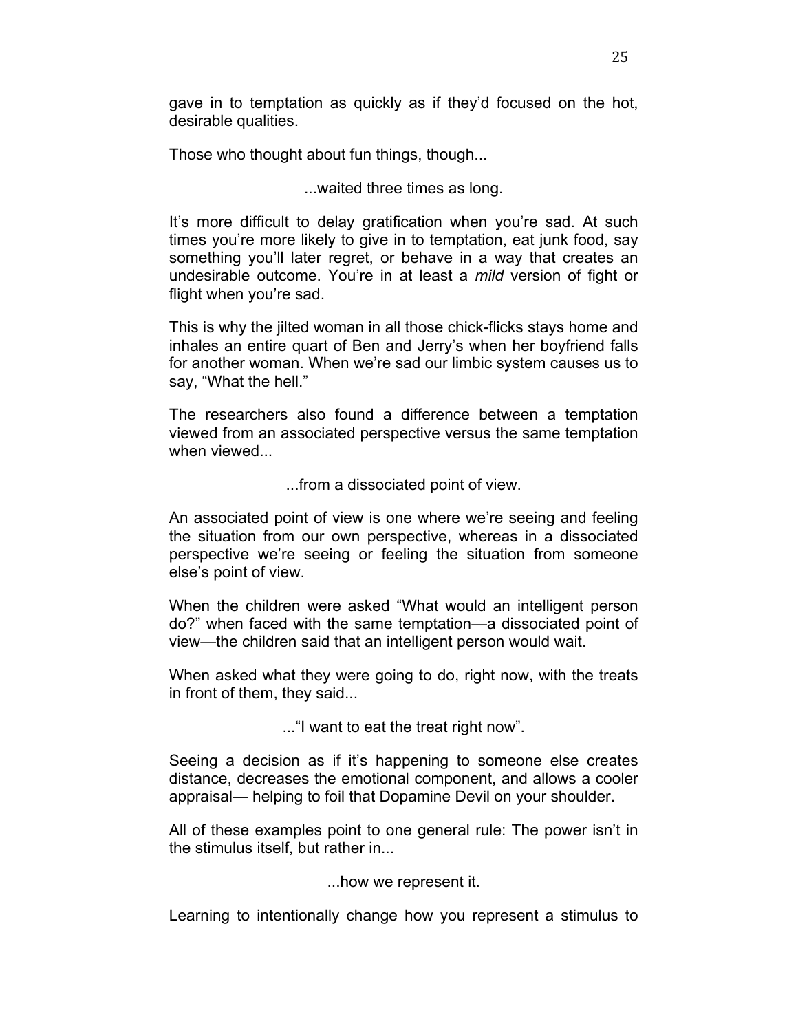gave in to temptation as quickly as if they'd focused on the hot, desirable qualities.

Those who thought about fun things, though...

...waited three times as long.

It's more difficult to delay gratification when you're sad. At such times you're more likely to give in to temptation, eat junk food, say something you'll later regret, or behave in a way that creates an undesirable outcome. You're in at least a *mild* version of fight or flight when you're sad.

This is why the jilted woman in all those chick-flicks stays home and inhales an entire quart of Ben and Jerry's when her boyfriend falls for another woman. When we're sad our limbic system causes us to say, "What the hell."

The researchers also found a difference between a temptation viewed from an associated perspective versus the same temptation when viewed...

...from a dissociated point of view.

An associated point of view is one where we're seeing and feeling the situation from our own perspective, whereas in a dissociated perspective we're seeing or feeling the situation from someone else's point of view.

When the children were asked "What would an intelligent person do?" when faced with the same temptation—a dissociated point of view—the children said that an intelligent person would wait.

When asked what they were going to do, right now, with the treats in front of them, they said...

..."I want to eat the treat right now".

Seeing a decision as if it's happening to someone else creates distance, decreases the emotional component, and allows a cooler appraisal— helping to foil that Dopamine Devil on your shoulder.

All of these examples point to one general rule: The power isn't in the stimulus itself, but rather in...

...how we represent it.

Learning to intentionally change how you represent a stimulus to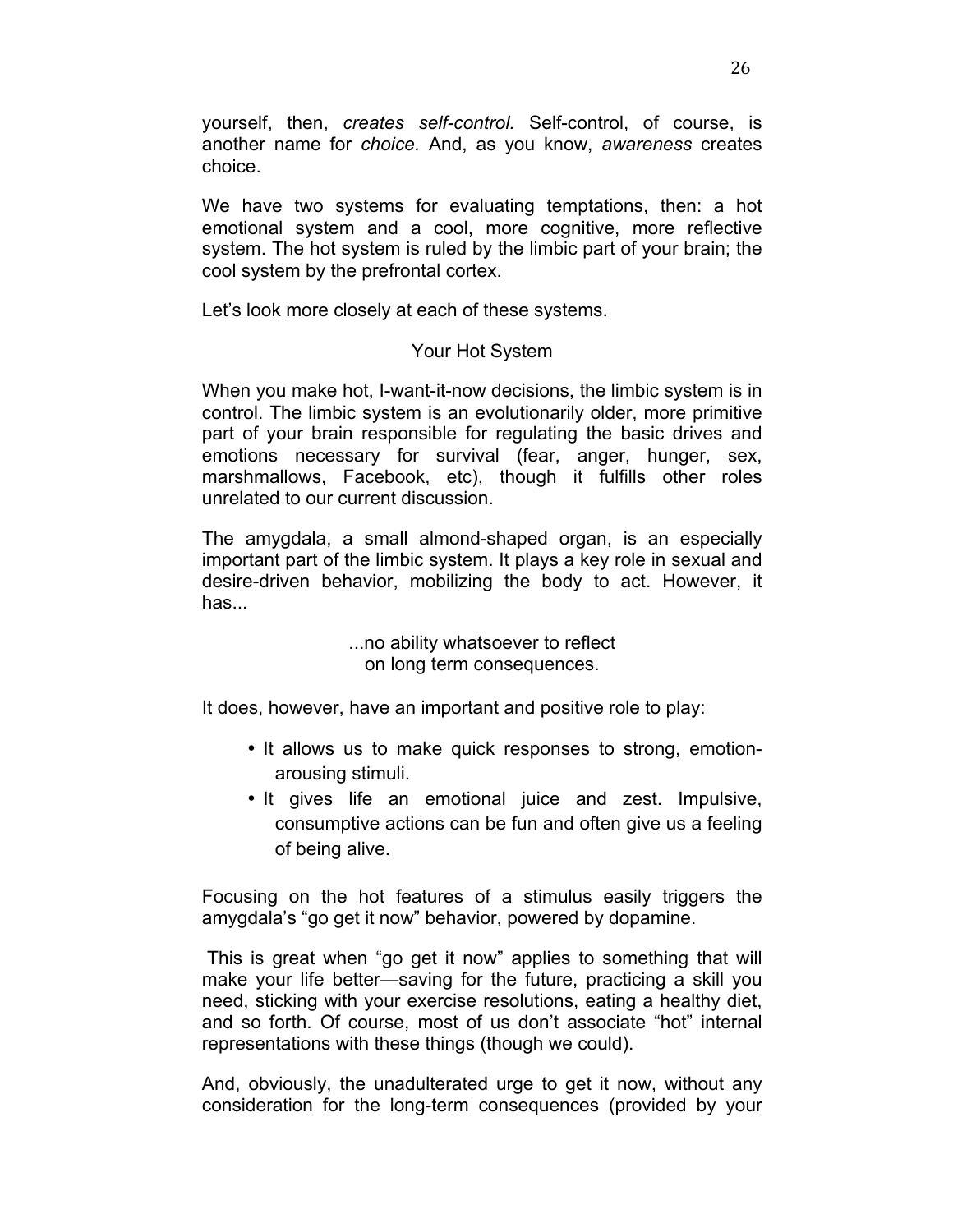yourself, then, *creates self-control.* Self-control, of course, is another name for *choice.* And, as you know, *awareness* creates choice.

We have two systems for evaluating temptations, then: a hot emotional system and a cool, more cognitive, more reflective system. The hot system is ruled by the limbic part of your brain; the cool system by the prefrontal cortex.

Let's look more closely at each of these systems.

## Your Hot System

When you make hot, I-want-it-now decisions, the limbic system is in control. The limbic system is an evolutionarily older, more primitive part of your brain responsible for regulating the basic drives and emotions necessary for survival (fear, anger, hunger, sex, marshmallows, Facebook, etc), though it fulfills other roles unrelated to our current discussion.

The amygdala, a small almond-shaped organ, is an especially important part of the limbic system. It plays a key role in sexual and desire-driven behavior, mobilizing the body to act. However, it has...

> ...no ability whatsoever to reflect on long term consequences.

It does, however, have an important and positive role to play:

- It allows us to make quick responses to strong, emotion-arousing stimuli.
- It gives life an emotional juice and zest. Impulsive, consumptive actions can be fun and often give us a feeling of being alive.

Focusing on the hot features of a stimulus easily triggers the amygdala's "go get it now" behavior, powered by dopamine.

This is great when "go get it now" applies to something that will make your life better—saving for the future, practicing a skill you need, sticking with your exercise resolutions, eating a healthy diet, and so forth. Of course, most of us don't associate "hot" internal representations with these things (though we could).

And, obviously, the unadulterated urge to get it now, without any consideration for the long-term consequences (provided by your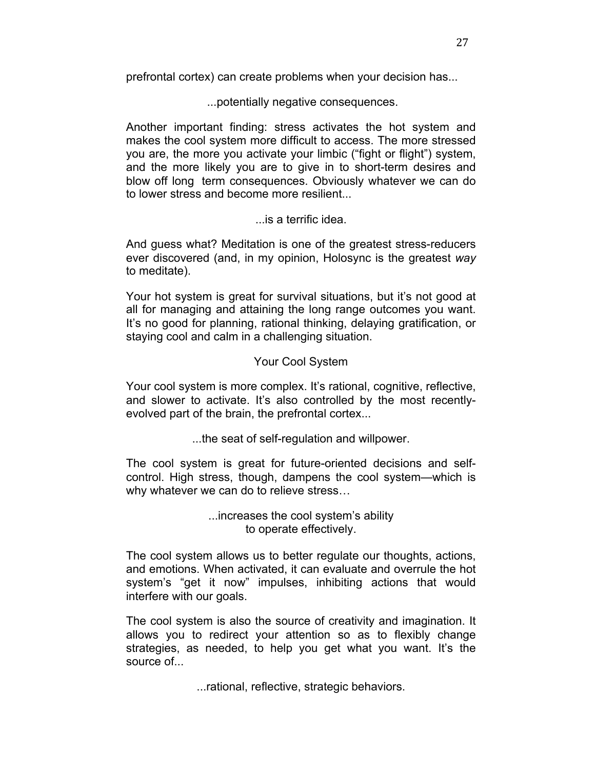prefrontal cortex) can create problems when your decision has...

...potentially negative consequences.

Another important finding: stress activates the hot system and makes the cool system more difficult to access. The more stressed you are, the more you activate your limbic ("fight or flight") system, and the more likely you are to give in to short-term desires and blow off long term consequences. Obviously whatever we can do to lower stress and become more resilient...

...is a terrific idea.

And guess what? Meditation is one of the greatest stress-reducers ever discovered (and, in my opinion, Holosync is the greatest *way* to meditate).

Your hot system is great for survival situations, but it's not good at all for managing and attaining the long range outcomes you want. It's no good for planning, rational thinking, delaying gratification, or staying cool and calm in a challenging situation.

## Your Cool System

Your cool system is more complex. It's rational, cognitive, reflective, and slower to activate. It's also controlled by the most recently-evolved part of the brain, the prefrontal cortex...

...the seat of self-regulation and willpower.

The cool system is great for future-oriented decisions and self-control. High stress, though, dampens the cool system—which is why whatever we can do to relieve stress…

...increases the cool system's ability to operate effectively.

The cool system allows us to better regulate our thoughts, actions, and emotions. When activated, it can evaluate and overrule the hot system's "get it now" impulses, inhibiting actions that would interfere with our goals.

The cool system is also the source of creativity and imagination. It allows you to redirect your attention so as to flexibly change strategies, as needed, to help you get what you want. It's the source of...

...rational, reflective, strategic behaviors.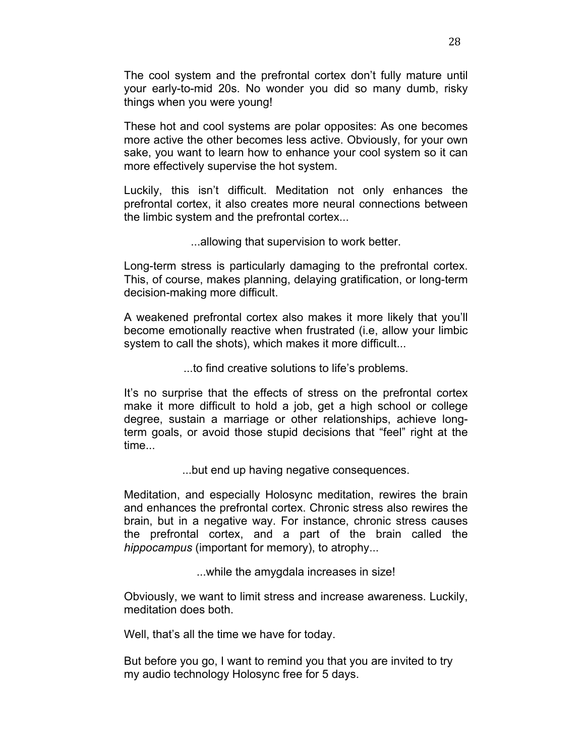The cool system and the prefrontal cortex don't fully mature until your early-to-mid 20s. No wonder you did so many dumb, risky things when you were young!

These hot and cool systems are polar opposites: As one becomes more active the other becomes less active. Obviously, for your own sake, you want to learn how to enhance your cool system so it can more effectively supervise the hot system.

Luckily, this isn't difficult. Meditation not only enhances the prefrontal cortex, it also creates more neural connections between the limbic system and the prefrontal cortex...

...allowing that supervision to work better.

Long-term stress is particularly damaging to the prefrontal cortex. This, of course, makes planning, delaying gratification, or long-term decision-making more difficult.

A weakened prefrontal cortex also makes it more likely that you'll become emotionally reactive when frustrated (i.e, allow your limbic system to call the shots), which makes it more difficult...

...to find creative solutions to life's problems.

It's no surprise that the effects of stress on the prefrontal cortex make it more difficult to hold a job, get a high school or college degree, sustain a marriage or other relationships, achieve long-term goals, or avoid those stupid decisions that "feel" right at the time...

...but end up having negative consequences.

Meditation, and especially Holosync meditation, rewires the brain and enhances the prefrontal cortex. Chronic stress also rewires the brain, but in a negative way. For instance, chronic stress causes the prefrontal cortex, and a part of the brain called the *hippocampus* (important for memory), to atrophy...

...while the amygdala increases in size!

Obviously, we want to limit stress and increase awareness. Luckily, meditation does both.

Well, that's all the time we have for today.

But before you go, I want to remind you that you are invited to try my audio technology Holosync free for 5 days.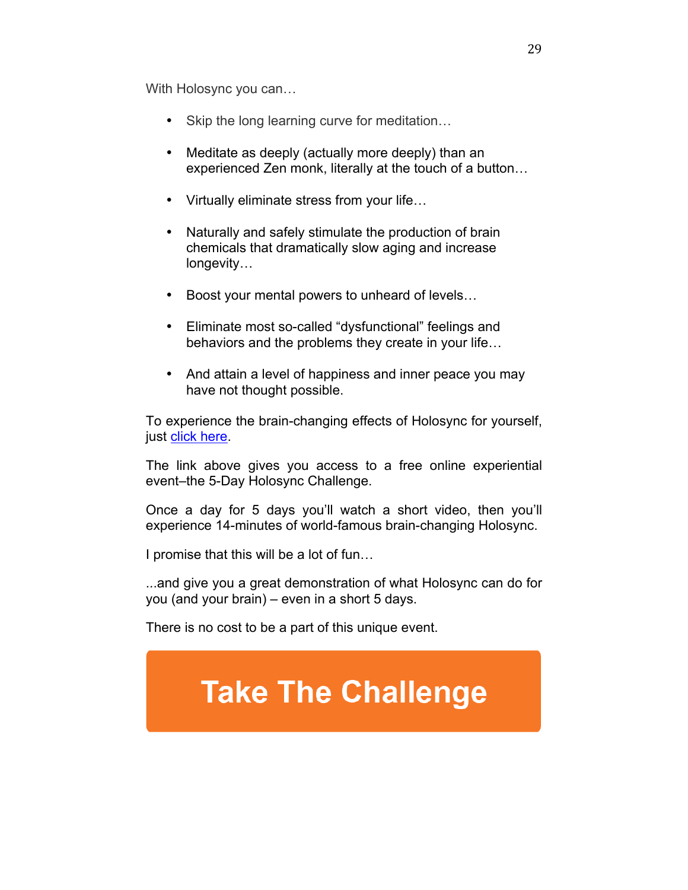With Holosync you can…

- Skip the long learning curve for meditation…
- Meditate as deeply (actually more deeply) than an experienced Zen monk, literally at the touch of a button…
- Virtually eliminate stress from your life…
- Naturally and safely stimulate the production of brain chemicals that dramatically slow aging and increase longevity…
- Boost your mental powers to unheard of levels…
- Eliminate most so-called "dysfunctional" feelings and behaviors and the problems they create in your life…
- And attain a level of happiness and inner peace you may have not thought possible.

To experience the brain-changing effects of Holosync for yourself, just click here.

The link above gives you access to a free online experiential event–the 5-Day Holosync Challenge.

Once a day for 5 days you'll watch a short video, then you'll experience 14-minutes of world-famous brain-changing Holosync.

I promise that this will be a lot of fun…

...and give you a great demonstration of what Holosync can do for you (and your brain) – even in a short 5 days.

There is no cost to be a part of this unique event.

**Take The Challenge**